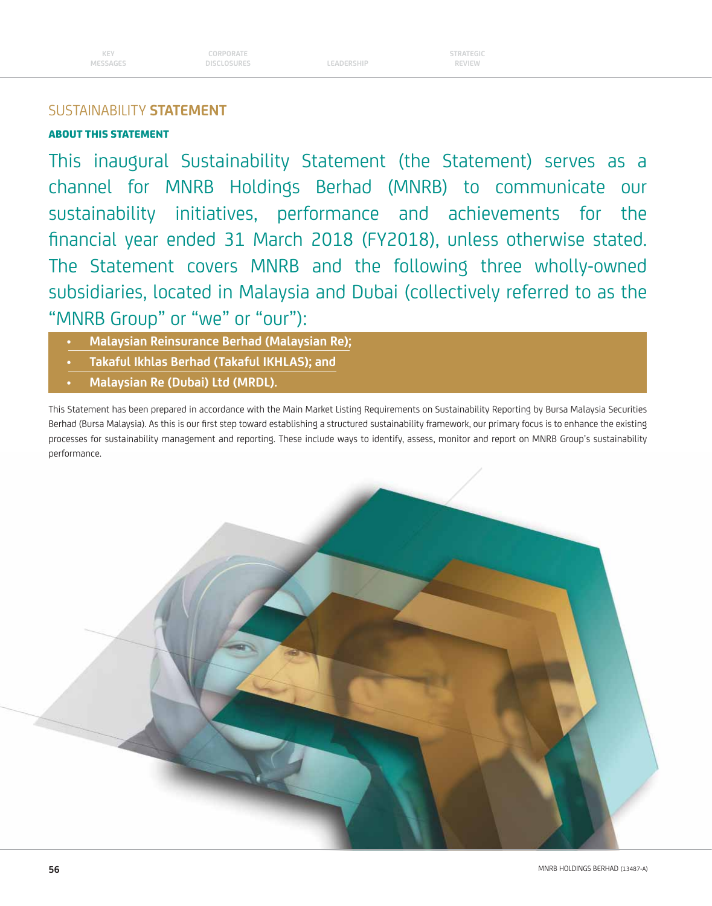# SUSTAINABILITY STATEMENT

## ABOUT THIS STATEMENT

This inaugural Sustainability Statement (the Statement) serves as a channel for MNRB Holdings Berhad (MNRB) to communicate our sustainability initiatives, performance and achievements for the financial year ended 31 March 2018 (FY2018), unless otherwise stated. The Statement covers MNRB and the following three wholly-owned subsidiaries, located in Malaysia and Dubai (collectively referred to as the "MNRB Group" or "we" or "our"):

- **Malaysian Reinsurance Berhad (Malaysian Re);**
- **Takaful Ikhlas Berhad (Takaful IKHLAS); and**
- **Malaysian Re (Dubai) Ltd (MRDL).**

This Statement has been prepared in accordance with the Main Market Listing Requirements on Sustainability Reporting by Bursa Malaysia Securities Berhad (Bursa Malaysia). As this is our first step toward establishing a structured sustainability framework, our primary focus is to enhance the existing processes for sustainability management and reporting. These include ways to identify, assess, monitor and report on MNRB Group's sustainability performance.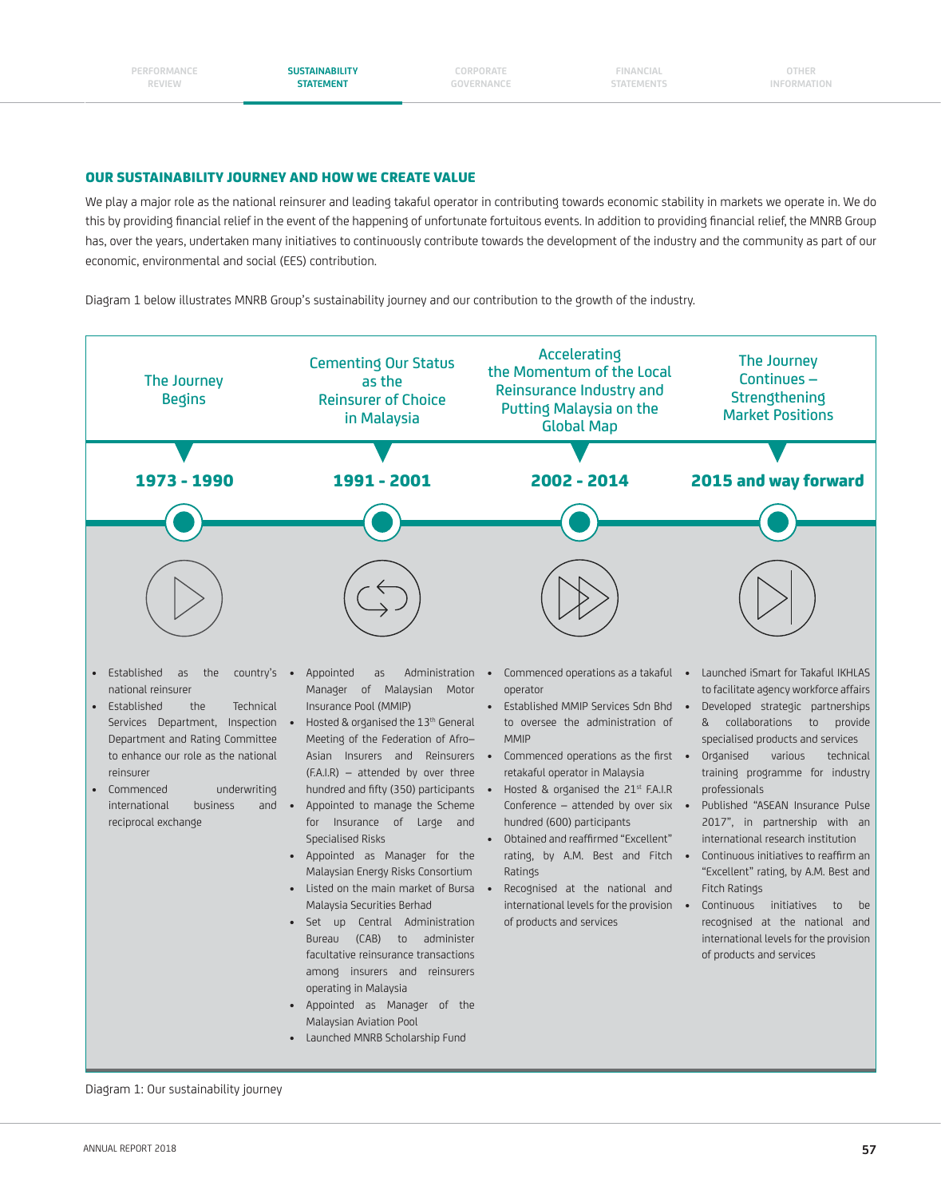## OUR SUSTAINABILITY JOURNEY AND HOW WE CREATE VALUE

We play a major role as the national reinsurer and leading takaful operator in contributing towards economic stability in markets we operate in. We do this by providing financial relief in the event of the happening of unfortunate fortuitous events. In addition to providing financial relief, the MNRB Group has, over the years, undertaken many initiatives to continuously contribute towards the development of the industry and the community as part of our economic, environmental and social (EES) contribution.

Diagram 1 below illustrates MNRB Group's sustainability journey and our contribution to the growth of the industry.

### The Journey Begins — 1973 - 1990

- Established as the country's national reinsurer
- Established the Technical Services Department, Inspection Department and Rating Committee to enhance our role as the national reinsurer
- Commenced underwriting international business and reciprocal exchange

### Cementing Our Status as the Reinsurer of Choice in Malaysia — 1991 - 2001

- Appointed as Administration Manager of Malaysian Motor Insurance Pool (MMIP)
- Hosted & organised the 13th General Meeting of the Federation of Afro–Asian Insurers and Reinsurers (F.A.I.R) – attended by over three hundred and fifty (350) participants
- Appointed to manage the Scheme for Insurance of Large and Specialised Risks
- Appointed as Manager for the Malaysian Energy Risks Consortium
- Listed on the main market of Bursa Malaysia Securities Berhad
- Set up Central Administration Bureau (CAB) to administer facultative reinsurance transactions among insurers and reinsurers operating in Malaysia
- Appointed as Manager of the Malaysian Aviation Pool
- Launched MNRB Scholarship Fund

### Accelerating the Momentum of the Local Reinsurance Industry and Putting Malaysia on the Global Map — 2002 - 2014

- Commenced operations as a takaful operator
- Established MMIP Services Sdn Bhd to oversee the administration of MMIP
- Commenced operations as the first retakaful operator in Malaysia
- Hosted & organised the 21st F.A.I.R Conference – attended by over six hundred (600) participants
- Obtained and reaffirmed "Excellent" rating, by A.M. Best and Fitch Ratings
- Recognised at the national and international levels for the provision of products and services

### The Journey Continues – Strengthening Market Positions — 2015 and way forward

- Launched iSmart for Takaful IKHLAS to facilitate agency workforce affairs
- Developed strategic partnerships & collaborations to provide specialised products and services
- Organised various technical training programme for industry professionals
- Published "ASEAN Insurance Pulse 2017", in partnership with an international research institution
- Continuous initiatives to reaffirm an "Excellent" rating, by A.M. Best and Fitch Ratings
- Continuous initiatives to be recognised at the national and international levels for the provision of products and services

Diagram 1: Our sustainability journey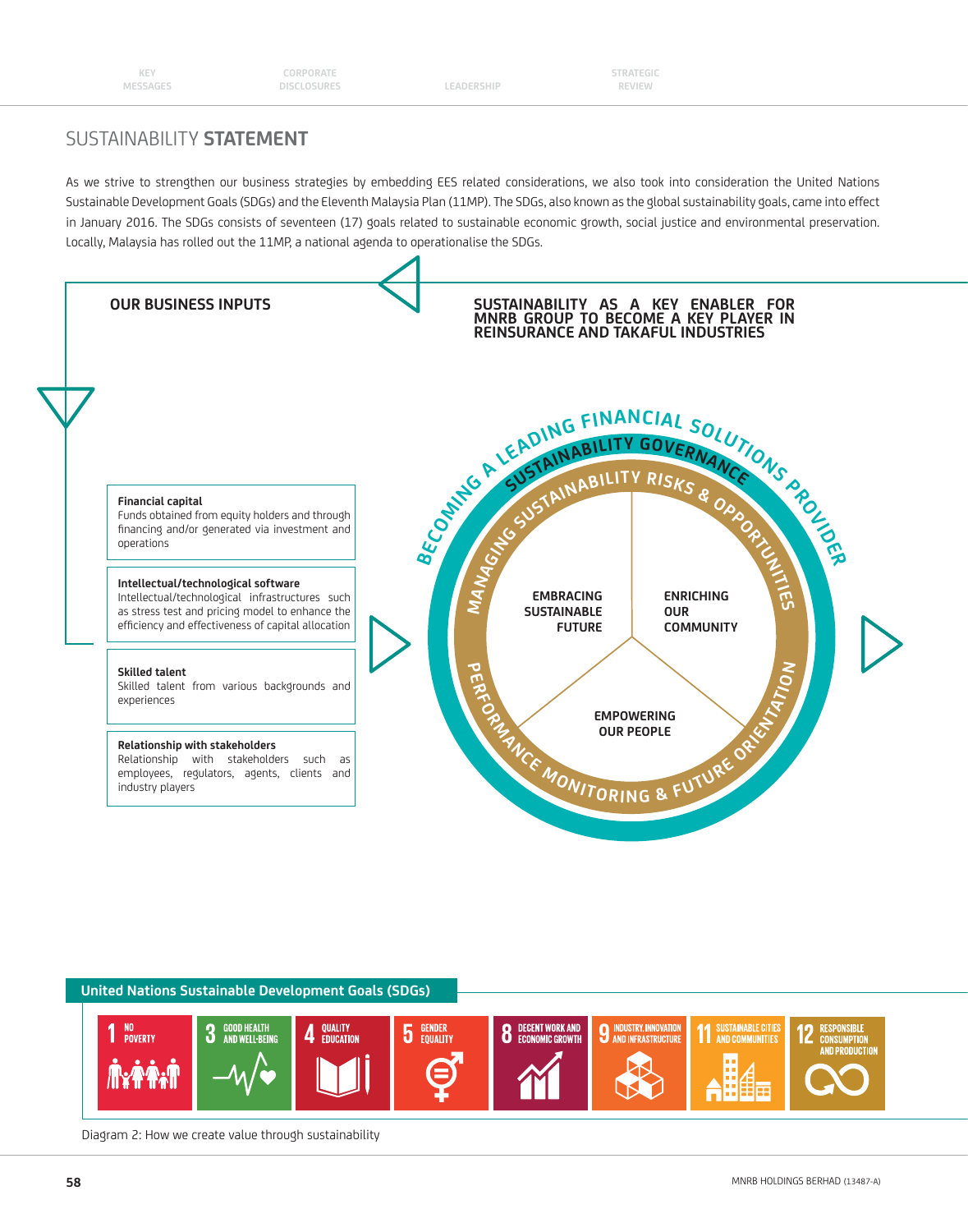# SUSTAINABILITY **STATEMENT**

As we strive to strengthen our business strategies by embedding EES related considerations, we also took into consideration the United Nations Sustainable Development Goals (SDGs) and the Eleventh Malaysia Plan (11MP). The SDGs, also known as the global sustainability goals, came into effect in January 2016. The SDGs consists of seventeen (17) goals related to sustainable economic growth, social justice and environmental preservation. Locally, Malaysia has rolled out the 11MP, a national agenda to operationalise the SDGs.

## OUR BUSINESS INPUTS

**Financial capital**
Funds obtained from equity holders and through financing and/or generated via investment and operations

**Intellectual/technological software**
Intellectual/technological infrastructures such as stress test and pricing model to enhance the efficiency and effectiveness of capital allocation

**Skilled talent**
Skilled talent from various backgrounds and experiences

**Relationship with stakeholders**
Relationship with stakeholders such as employees, regulators, agents, clients and industry players

## SUSTAINABILITY AS A KEY ENABLER FOR MNRB GROUP TO BECOME A KEY PLAYER IN REINSURANCE AND TAKAFUL INDUSTRIES

BECOMING A LEADING FINANCIAL SOLUTIONS PROVIDER

SUSTAINABILITY GOVERNANCE

MANAGING SUSTAINABILITY RISKS & OPPORTUNITIES

PERFORMANCE MONITORING & FUTURE ORIENTATION

- EMBRACING SUSTAINABLE FUTURE
- ENRICHING OUR COMMUNITY
- EMPOWERING OUR PEOPLE

**United Nations Sustainable Development Goals (SDGs)**

1 NO POVERTY | 3 GOOD HEALTH AND WELL-BEING | 4 QUALITY EDUCATION | 5 GENDER EQUALITY | 8 DECENT WORK AND ECONOMIC GROWTH | 9 INDUSTRY, INNOVATION AND INFRASTRUCTURE | 11 SUSTAINABLE CITIES AND COMMUNITIES | 12 RESPONSIBLE CONSUMPTION AND PRODUCTION

Diagram 2: How we create value through sustainability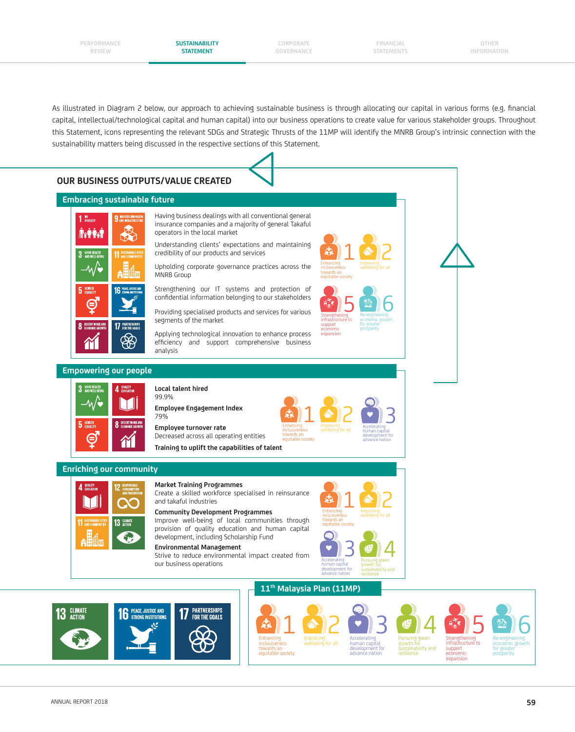As illustrated in Diagram 2 below, our approach to achieving sustainable business is through allocating our capital in various forms (e.g. financial capital, intellectual/technological capital and human capital) into our business operations to create value for various stakeholder groups. Throughout this Statement, icons representing the relevant SDGs and Strategic Thrusts of the 11MP will identify the MNRB Group's intrinsic connection with the sustainability matters being discussed in the respective sections of this Statement.

## OUR BUSINESS OUTPUTS/VALUE CREATED

### Embracing sustainable future

SDGs: 1 No Poverty; 9 Industry, Innovation and Infrastructure; 3 Good Health and Well-Being; 11 Sustainable Cities and Communities; 5 Gender Equality; 16 Peace, Justice and Strong Institutions; 8 Decent Work and Economic Growth; 17 Partnerships for the Goals

- Having business dealings with all conventional general insurance companies and a majority of general Takaful operators in the local market
- Understanding clients' expectations and maintaining credibility of our products and services
- Upholding corporate governance practices across the MNRB Group
- Strengthening our IT systems and protection of confidential information belonging to our stakeholders
- Providing specialised products and services for various segments of the market
- Applying technological innovation to enhance process efficiency and support comprehensive business analysis

11MP: 1 Enhancing inclusiveness towards an equitable society; 2 Improving wellbeing for all; 5 Strengthening infrastructure to support economic expansion; 6 Re-engineering economic growth for greater prosperity

### Empowering our people

SDGs: 3 Good Health and Well-Being; 4 Quality Education; 5 Gender Equality; 8 Decent Work and Economic Growth

**Local talent hired**
99.9%

**Employee Engagement Index**
79%

**Employee turnover rate**
Decreased across all operating entities

**Training to uplift the capabilities of talent**

11MP: 1 Enhancing inclusiveness towards an equitable society; 2 Improving wellbeing for all; 3 Accelerating human capital development for advance nation

### Enriching our community

SDGs: 4 Quality Education; 12 Responsible Consumption and Production; 11 Sustainable Cities and Communities; 13 Climate Action

**Market Training Programmes**
Create a skilled workforce specialised in reinsurance and takaful industries

**Community Development Programmes**
Improve well-being of local communities through provision of quality education and human capital development, including Scholarship Fund

**Environmental Management**
Strive to reduce environmental impact created from our business operations

11MP: 1 Enhancing inclusiveness towards an equitable society; 2 Improving wellbeing for all; 3 Accelerating human capital development for advance nation; 4 Pursuing green growth for sustainability and resilience

SDGs: 13 Climate Action; 16 Peace, Justice and Strong Institutions; 17 Partnerships for the Goals

### 11th Malaysia Plan (11MP)

1. Enhancing inclusiveness towards an equitable society
2. Improving wellbeing for all
3. Accelerating human capital development for advance nation
4. Pursuing green growth for sustainability and resilience
5. Strengthening infrastructure to support economic expansion
6. Re-engineering economic growth for greater prosperity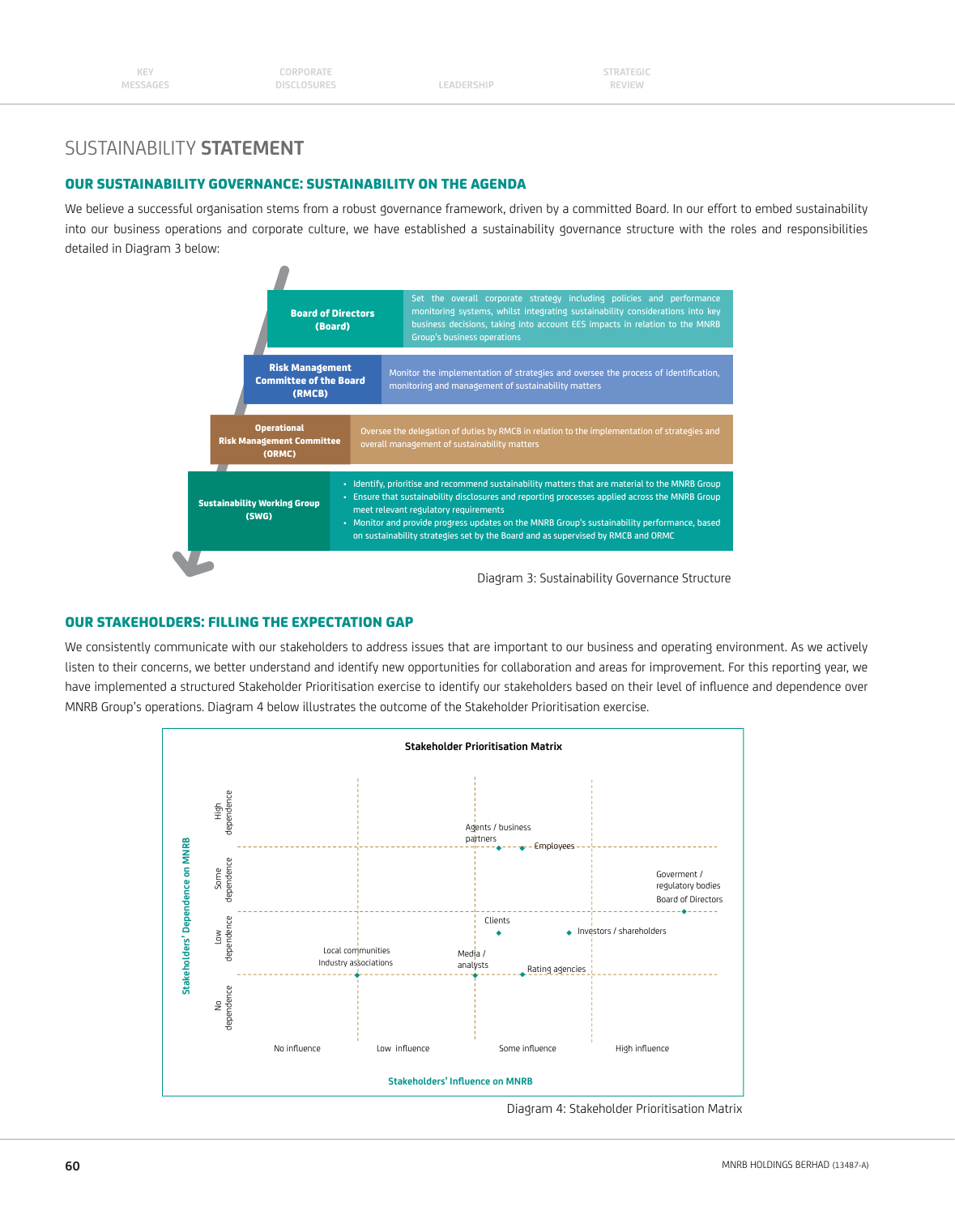# SUSTAINABILITY **STATEMENT**

## OUR SUSTAINABILITY GOVERNANCE: SUSTAINABILITY ON THE AGENDA

We believe a successful organisation stems from a robust governance framework, driven by a committed Board. In our effort to embed sustainability into our business operations and corporate culture, we have established a sustainability governance structure with the roles and responsibilities detailed in Diagram 3 below:

| Body | Roles and responsibilities |
|---|---|
| **Board of Directors (Board)** | Set the overall corporate strategy including policies and performance monitoring systems, whilst integrating sustainability considerations into key business decisions, taking into account EES impacts in relation to the MNRB Group's business operations |
| **Risk Management Committee of the Board (RMCB)** | Monitor the implementation of strategies and oversee the process of identification, monitoring and management of sustainability matters |
| **Operational Risk Management Committee (ORMC)** | Oversee the delegation of duties by RMCB in relation to the implementation of strategies and overall management of sustainability matters |
| **Sustainability Working Group (SWG)** | • Identify, prioritise and recommend sustainability matters that are material to the MNRB Group<br>• Ensure that sustainability disclosures and reporting processes applied across the MNRB Group meet relevant regulatory requirements<br>• Monitor and provide progress updates on the MNRB Group's sustainability performance, based on sustainability strategies set by the Board and as supervised by RMCB and ORMC |

Diagram 3: Sustainability Governance Structure

## OUR STAKEHOLDERS: FILLING THE EXPECTATION GAP

We consistently communicate with our stakeholders to address issues that are important to our business and operating environment. As we actively listen to their concerns, we better understand and identify new opportunities for collaboration and areas for improvement. For this reporting year, we have implemented a structured Stakeholder Prioritisation exercise to identify our stakeholders based on their level of influence and dependence over MNRB Group's operations. Diagram 4 below illustrates the outcome of the Stakeholder Prioritisation exercise.

**Stakeholder Prioritisation Matrix**

Stakeholders' Dependence on MNRB (vertical axis): No dependence, Low dependence, Some dependence, High dependence

Stakeholders' Influence on MNRB (horizontal axis): No influence, Low influence, Some influence, High influence

- Agents / business partners
- Employees
- Goverment / regulatory bodies
- Board of Directors
- Clients
- Investors / shareholders
- Local communities
- Industry associations
- Media / analysts
- Rating agencies

Diagram 4: Stakeholder Prioritisation Matrix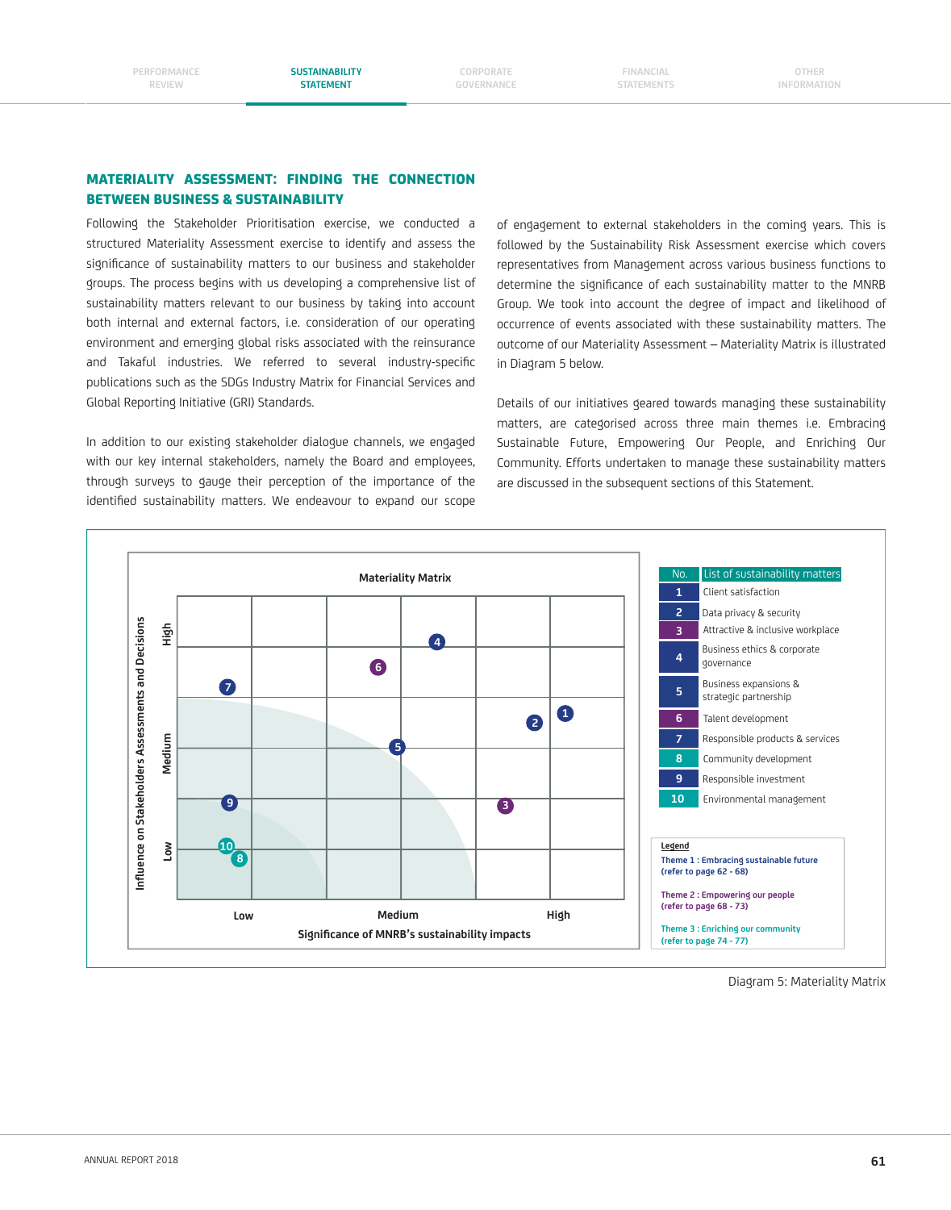## MATERIALITY ASSESSMENT: FINDING THE CONNECTION BETWEEN BUSINESS & SUSTAINABILITY

Following the Stakeholder Prioritisation exercise, we conducted a structured Materiality Assessment exercise to identify and assess the significance of sustainability matters to our business and stakeholder groups. The process begins with us developing a comprehensive list of sustainability matters relevant to our business by taking into account both internal and external factors, i.e. consideration of our operating environment and emerging global risks associated with the reinsurance and Takaful industries. We referred to several industry-specific publications such as the SDGs Industry Matrix for Financial Services and Global Reporting Initiative (GRI) Standards.

In addition to our existing stakeholder dialogue channels, we engaged with our key internal stakeholders, namely the Board and employees, through surveys to gauge their perception of the importance of the identified sustainability matters. We endeavour to expand our scope of engagement to external stakeholders in the coming years. This is followed by the Sustainability Risk Assessment exercise which covers representatives from Management across various business functions to determine the significance of each sustainability matter to the MNRB Group. We took into account the degree of impact and likelihood of occurrence of events associated with these sustainability matters. The outcome of our Materiality Assessment – Materiality Matrix is illustrated in Diagram 5 below.

Details of our initiatives geared towards managing these sustainability matters, are categorised across three main themes i.e. Embracing Sustainable Future, Empowering Our People, and Enriching Our Community. Efforts undertaken to manage these sustainability matters are discussed in the subsequent sections of this Statement.

**Materiality Matrix**

Influence on Stakeholders Assessments and Decisions (Low / Medium / High)

Significance of MNRB's sustainability impacts (Low / Medium / High)

| No. | List of sustainability matters |
|---|---|
| 1 | Client satisfaction |
| 2 | Data privacy & security |
| 3 | Attractive & inclusive workplace |
| 4 | Business ethics & corporate governance |
| 5 | Business expansions & strategic partnership |
| 6 | Talent development |
| 7 | Responsible products & services |
| 8 | Community development |
| 9 | Responsible investment |
| 10 | Environmental management |

**Legend**

Theme 1 : Embracing sustainable future (refer to page 62 - 68)

Theme 2 : Empowering our people (refer to page 68 - 73)

Theme 3 : Enriching our community (refer to page 74 - 77)

Diagram 5: Materiality Matrix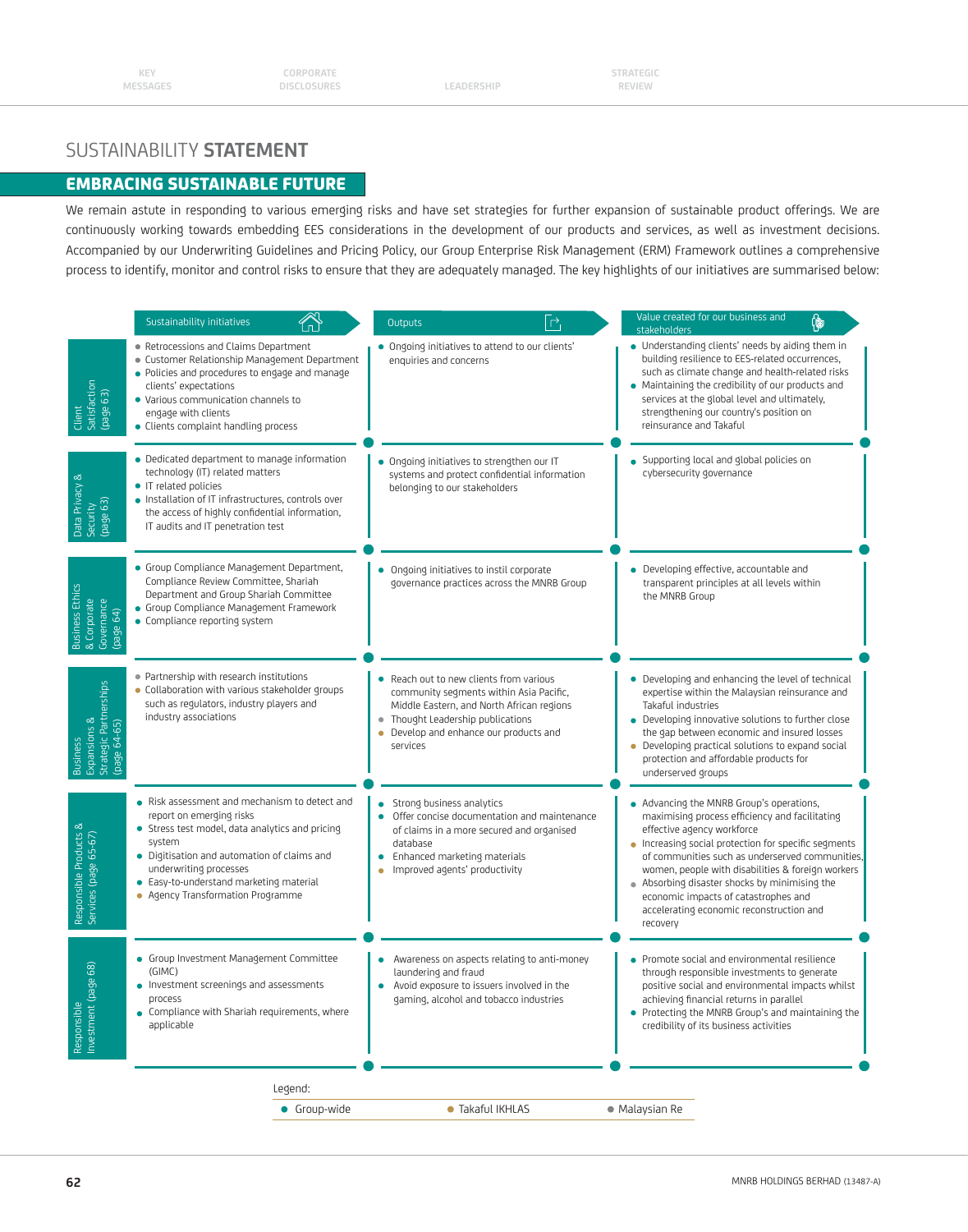# SUSTAINABILITY **STATEMENT**

## EMBRACING SUSTAINABLE FUTURE

We remain astute in responding to various emerging risks and have set strategies for further expansion of sustainable product offerings. We are continuously working towards embedding EES considerations in the development of our products and services, as well as investment decisions. Accompanied by our Underwriting Guidelines and Pricing Policy, our Group Enterprise Risk Management (ERM) Framework outlines a comprehensive process to identify, monitor and control risks to ensure that they are adequately managed. The key highlights of our initiatives are summarised below:

| | Sustainability initiatives | Outputs | Value created for our business and stakeholders |
|---|---|---|---|
| Client Satisfaction (page 63) | • Retrocessions and Claims Department<br>• Customer Relationship Management Department<br>• Policies and procedures to engage and manage clients' expectations<br>• Various communication channels to engage with clients<br>• Clients complaint handling process | • Ongoing initiatives to attend to our clients' enquiries and concerns | • Understanding clients' needs by aiding them in building resilience to EES-related occurrences, such as climate change and health-related risks<br>• Maintaining the credibility of our products and services at the global level and ultimately, strengthening our country's position on reinsurance and Takaful |
| Data Privacy & Security (page 63) | • Dedicated department to manage information technology (IT) related matters<br>• IT related policies<br>• Installation of IT infrastructures, controls over the access of highly confidential information, IT audits and IT penetration test | • Ongoing initiatives to strengthen our IT systems and protect confidential information belonging to our stakeholders | • Supporting local and global policies on cybersecurity governance |
| Business Ethics & Corporate Governance (page 64) | • Group Compliance Management Department, Compliance Review Committee, Shariah Department and Group Shariah Committee<br>• Group Compliance Management Framework<br>• Compliance reporting system | • Ongoing initiatives to instil corporate governance practices across the MNRB Group | • Developing effective, accountable and transparent principles at all levels within the MNRB Group |
| Business Expansions & Strategic Partnerships (page 64-65) | • Partnership with research institutions<br>• Collaboration with various stakeholder groups such as regulators, industry players and industry associations | • Reach out to new clients from various community segments within Asia Pacific, Middle Eastern, and North African regions<br>• Thought Leadership publications<br>• Develop and enhance our products and services | • Developing and enhancing the level of technical expertise within the Malaysian reinsurance and Takaful industries<br>• Developing innovative solutions to further close the gap between economic and insured losses<br>• Developing practical solutions to expand social protection and affordable products for underserved groups |
| Responsible Products & Services (page 65-67) | • Risk assessment and mechanism to detect and report on emerging risks<br>• Stress test model, data analytics and pricing system<br>• Digitisation and automation of claims and underwriting processes<br>• Easy-to-understand marketing material<br>• Agency Transformation Programme | • Strong business analytics<br>• Offer concise documentation and maintenance of claims in a more secured and organised database<br>• Enhanced marketing materials<br>• Improved agents' productivity | • Advancing the MNRB Group's operations, maximising process efficiency and facilitating effective agency workforce<br>• Increasing social protection for specific segments of communities such as underserved communities, women, people with disabilities & foreign workers<br>• Absorbing disaster shocks by minimising the economic impacts of catastrophes and accelerating economic reconstruction and recovery |
| Responsible Investment (page 68) | • Group Investment Management Committee (GIMC)<br>• Investment screenings and assessments process<br>• Compliance with Shariah requirements, where applicable | • Awareness on aspects relating to anti-money laundering and fraud<br>• Avoid exposure to issuers involved in the gaming, alcohol and tobacco industries | • Promote social and environmental resilience through responsible investments to generate positive social and environmental impacts whilst achieving financial returns in parallel<br>• Protecting the MNRB Group's and maintaining the credibility of its business activities |

Legend:

• Group-wide • Takaful IKHLAS • Malaysian Re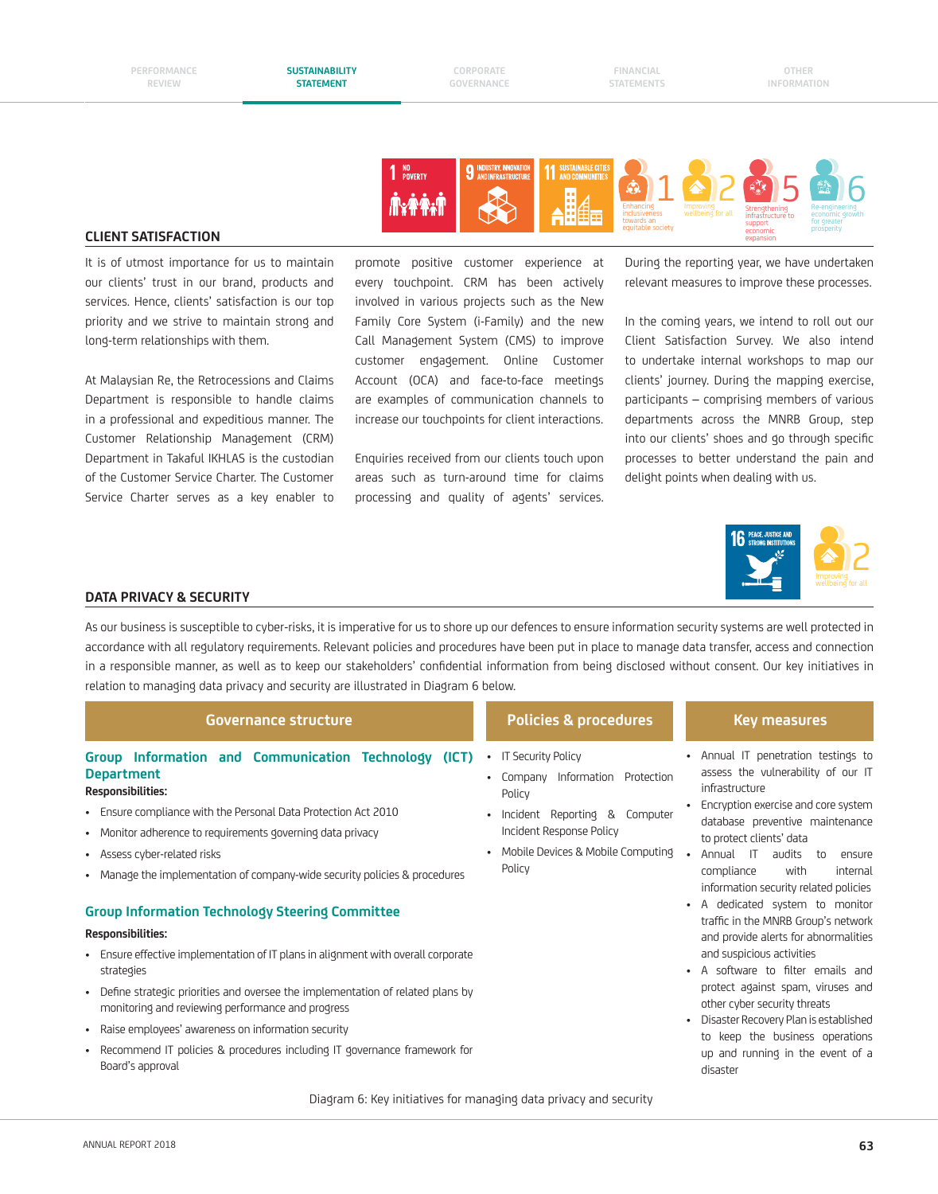## CLIENT SATISFACTION

It is of utmost importance for us to maintain our clients' trust in our brand, products and services. Hence, clients' satisfaction is our top priority and we strive to maintain strong and long-term relationships with them.

At Malaysian Re, the Retrocessions and Claims Department is responsible to handle claims in a professional and expeditious manner. The Customer Relationship Management (CRM) Department in Takaful IKHLAS is the custodian of the Customer Service Charter. The Customer Service Charter serves as a key enabler to promote positive customer experience at every touchpoint. CRM has been actively involved in various projects such as the New Family Core System (i-Family) and the new Call Management System (CMS) to improve customer engagement. Online Customer Account (OCA) and face-to-face meetings are examples of communication channels to increase our touchpoints for client interactions.

Enquiries received from our clients touch upon areas such as turn-around time for claims processing and quality of agents' services. During the reporting year, we have undertaken relevant measures to improve these processes.

In the coming years, we intend to roll out our Client Satisfaction Survey. We also intend to undertake internal workshops to map our clients' journey. During the mapping exercise, participants – comprising members of various departments across the MNRB Group, step into our clients' shoes and go through specific processes to better understand the pain and delight points when dealing with us.

## DATA PRIVACY & SECURITY

As our business is susceptible to cyber-risks, it is imperative for us to shore up our defences to ensure information security systems are well protected in accordance with all regulatory requirements. Relevant policies and procedures have been put in place to manage data transfer, access and connection in a responsible manner, as well as to keep our stakeholders' confidential information from being disclosed without consent. Our key initiatives in relation to managing data privacy and security are illustrated in Diagram 6 below.

### Governance structure

**Group Information and Communication Technology (ICT) Department**

**Responsibilities:**

- Ensure compliance with the Personal Data Protection Act 2010
- Monitor adherence to requirements governing data privacy
- Assess cyber-related risks
- Manage the implementation of company-wide security policies & procedures

**Group Information Technology Steering Committee**

**Responsibilities:**

- Ensure effective implementation of IT plans in alignment with overall corporate strategies
- Define strategic priorities and oversee the implementation of related plans by monitoring and reviewing performance and progress
- Raise employees' awareness on information security
- Recommend IT policies & procedures including IT governance framework for Board's approval

### Policies & procedures

- IT Security Policy
- Company Information Protection Policy
- Incident Reporting & Computer Incident Response Policy
- Mobile Devices & Mobile Computing Policy

### Key measures

- Annual IT penetration testings to assess the vulnerability of our IT infrastructure
- Encryption exercise and core system database preventive maintenance to protect clients' data
- Annual IT audits to ensure compliance with internal information security related policies
- A dedicated system to monitor traffic in the MNRB Group's network and provide alerts for abnormalities and suspicious activities
- A software to filter emails and protect against spam, viruses and other cyber security threats
- Disaster Recovery Plan is established to keep the business operations up and running in the event of a disaster

Diagram 6: Key initiatives for managing data privacy and security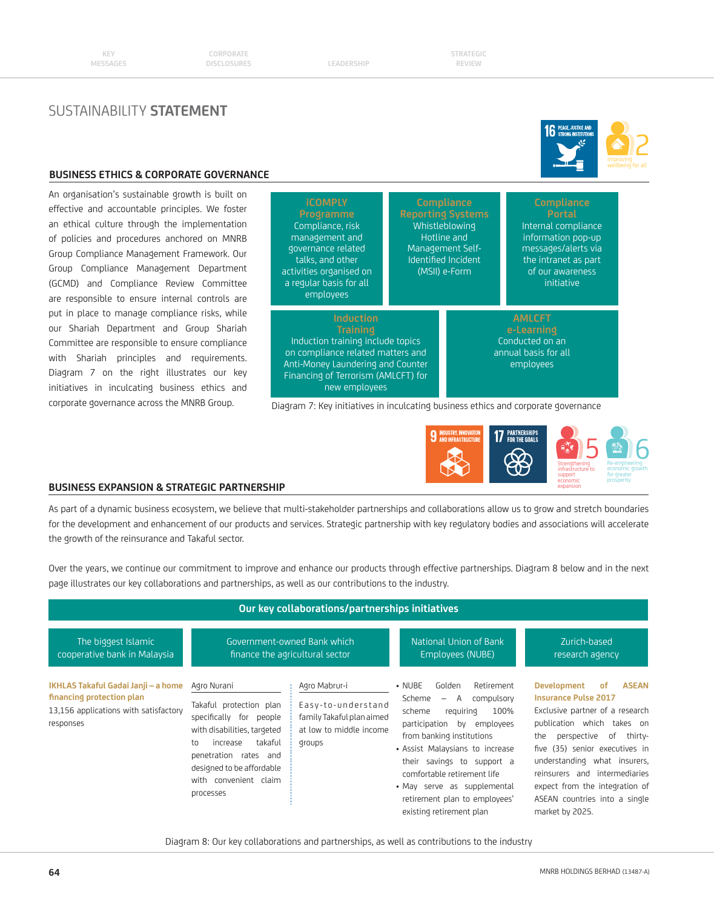# SUSTAINABILITY **STATEMENT**

16 PEACE, JUSTICE AND STRONG INSTITUTIONS

2 Improving wellbeing for all

## BUSINESS ETHICS & CORPORATE GOVERNANCE

An organisation's sustainable growth is built on effective and accountable principles. We foster an ethical culture through the implementation of policies and procedures anchored on MNRB Group Compliance Management Framework. Our Group Compliance Management Department (GCMD) and Compliance Review Committee are responsible to ensure internal controls are put in place to manage compliance risks, while our Shariah Department and Group Shariah Committee are responsible to ensure compliance with Shariah principles and requirements. Diagram 7 on the right illustrates our key initiatives in inculcating business ethics and corporate governance across the MNRB Group.

**iCOMPLY Programme**
Compliance, risk management and governance related talks, and other activities organised on a regular basis for all employees

**Compliance Reporting Systems**
Whistleblowing Hotline and Management Self-Identified Incident (MSII) e-Form

**Compliance Portal**
Internal compliance information pop-up messages/alerts via the intranet as part of our awareness initiative

**Induction Training**
Induction training include topics on compliance related matters and Anti-Money Laundering and Counter Financing of Terrorism (AMLCFT) for new employees

**AMLCFT e-Learning**
Conducted on an annual basis for all employees

Diagram 7: Key initiatives in inculcating business ethics and corporate governance

9 INDUSTRY, INNOVATION AND INFRASTRUCTURE

17 PARTNERSHIPS FOR THE GOALS

5 Strengthening infrastructure to support economic expansion

6 Re-engineering economic growth for greater prosperity

## BUSINESS EXPANSION & STRATEGIC PARTNERSHIP

As part of a dynamic business ecosystem, we believe that multi-stakeholder partnerships and collaborations allow us to grow and stretch boundaries for the development and enhancement of our products and services. Strategic partnership with key regulatory bodies and associations will accelerate the growth of the reinsurance and Takaful sector.

Over the years, we continue our commitment to improve and enhance our products through effective partnerships. Diagram 8 below and in the next page illustrates our key collaborations and partnerships, as well as our contributions to the industry.

**Our key collaborations/partnerships initiatives**

| The biggest Islamic cooperative bank in Malaysia | Government-owned Bank which finance the agricultural sector | | National Union of Bank Employees (NUBE) | Zurich-based research agency |
|---|---|---|---|---|
| **IKHLAS Takaful Gadai Janji – a home financing protection plan**<br>13,156 applications with satisfactory responses | Agro Nurani<br>Takaful protection plan specifically for people with disabilities, targeted to increase takaful penetration rates and designed to be affordable with convenient claim processes | Agro Mabrur-i<br>Easy-to-understand family Takaful plan aimed at low to middle income groups | • NUBE Golden Retirement Scheme – A compulsory scheme requiring 100% participation by employees from banking institutions<br>• Assist Malaysians to increase their savings to support a comfortable retirement life<br>• May serve as supplemental retirement plan to employees' existing retirement plan | **Development of ASEAN Insurance Pulse 2017**<br>Exclusive partner of a research publication which takes on the perspective of thirty-five (35) senior executives in understanding what insurers, reinsurers and intermediaries expect from the integration of ASEAN countries into a single market by 2025. |

Diagram 8: Our key collaborations and partnerships, as well as contributions to the industry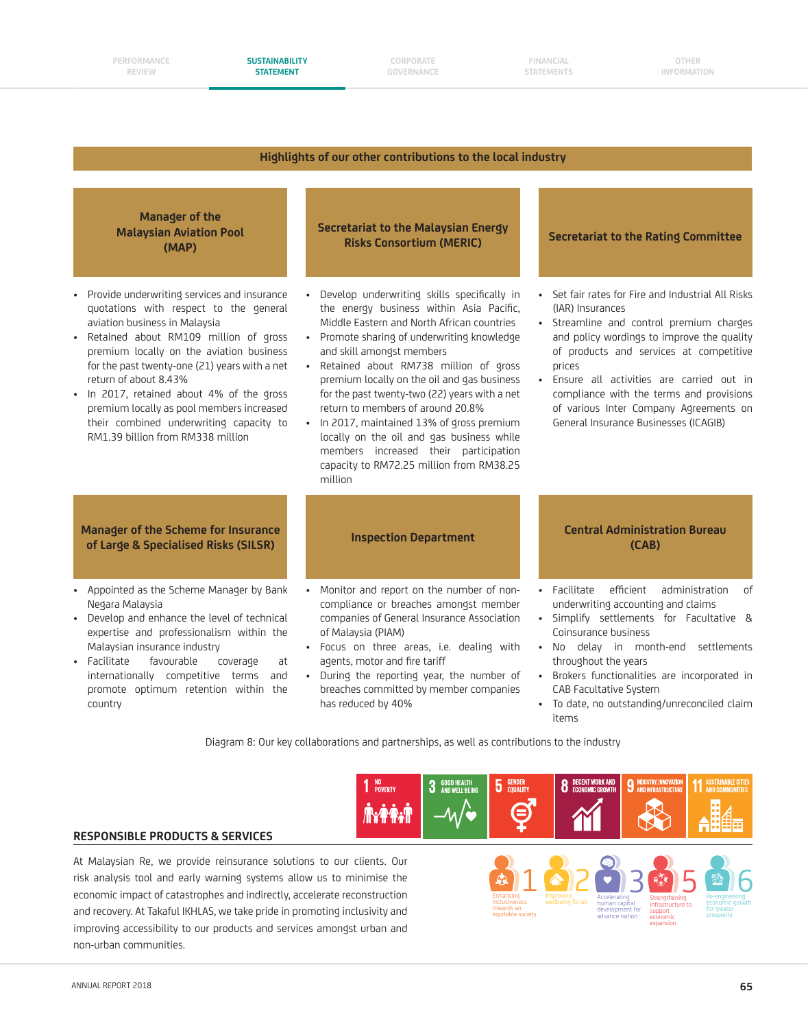## Highlights of our other contributions to the local industry

### Manager of the Malaysian Aviation Pool (MAP)

- Provide underwriting services and insurance quotations with respect to the general aviation business in Malaysia
- Retained about RM109 million of gross premium locally on the aviation business for the past twenty-one (21) years with a net return of about 8.43%
- In 2017, retained about 4% of the gross premium locally as pool members increased their combined underwriting capacity to RM1.39 billion from RM338 million

### Secretariat to the Malaysian Energy Risks Consortium (MERIC)

- Develop underwriting skills specifically in the energy business within Asia Pacific, Middle Eastern and North African countries
- Promote sharing of underwriting knowledge and skill amongst members
- Retained about RM738 million of gross premium locally on the oil and gas business for the past twenty-two (22) years with a net return to members of around 20.8%
- In 2017, maintained 13% of gross premium locally on the oil and gas business while members increased their participation capacity to RM72.25 million from RM38.25 million

### Secretariat to the Rating Committee

- Set fair rates for Fire and Industrial All Risks (IAR) Insurances
- Streamline and control premium charges and policy wordings to improve the quality of products and services at competitive prices
- Ensure all activities are carried out in compliance with the terms and provisions of various Inter Company Agreements on General Insurance Businesses (ICAGIB)

### Manager of the Scheme for Insurance of Large & Specialised Risks (SILSR)

- Appointed as the Scheme Manager by Bank Negara Malaysia
- Develop and enhance the level of technical expertise and professionalism within the Malaysian insurance industry
- Facilitate favourable coverage at internationally competitive terms and promote optimum retention within the country

### Inspection Department

- Monitor and report on the number of non-compliance or breaches amongst member companies of General Insurance Association of Malaysia (PIAM)
- Focus on three areas, i.e. dealing with agents, motor and fire tariff
- During the reporting year, the number of breaches committed by member companies has reduced by 40%

### Central Administration Bureau (CAB)

- Facilitate efficient administration of underwriting accounting and claims
- Simplify settlements for Facultative & Coinsurance business
- No delay in month-end settlements throughout the years
- Brokers functionalities are incorporated in CAB Facultative System
- To date, no outstanding/unreconciled claim items

Diagram 8: Our key collaborations and partnerships, as well as contributions to the industry

1 NO POVERTY | 3 GOOD HEALTH AND WELL-BEING | 5 GENDER EQUALITY | 8 DECENT WORK AND ECONOMIC GROWTH | 9 INDUSTRY, INNOVATION AND INFRASTRUCTURE | 11 SUSTAINABLE CITIES AND COMMUNITIES

## RESPONSIBLE PRODUCTS & SERVICES

1 Enhancing inclusiveness towards an equitable society | 2 Improving wellbeing for all | 3 Accelerating human capital development for advance nation | 5 Strengthening infrastructure to support economic expansion | 6 Re-engineering economic growth for greater prosperity

At Malaysian Re, we provide reinsurance solutions to our clients. Our risk analysis tool and early warning systems allow us to minimise the economic impact of catastrophes and indirectly, accelerate reconstruction and recovery. At Takaful IKHLAS, we take pride in promoting inclusivity and improving accessibility to our products and services amongst urban and non-urban communities.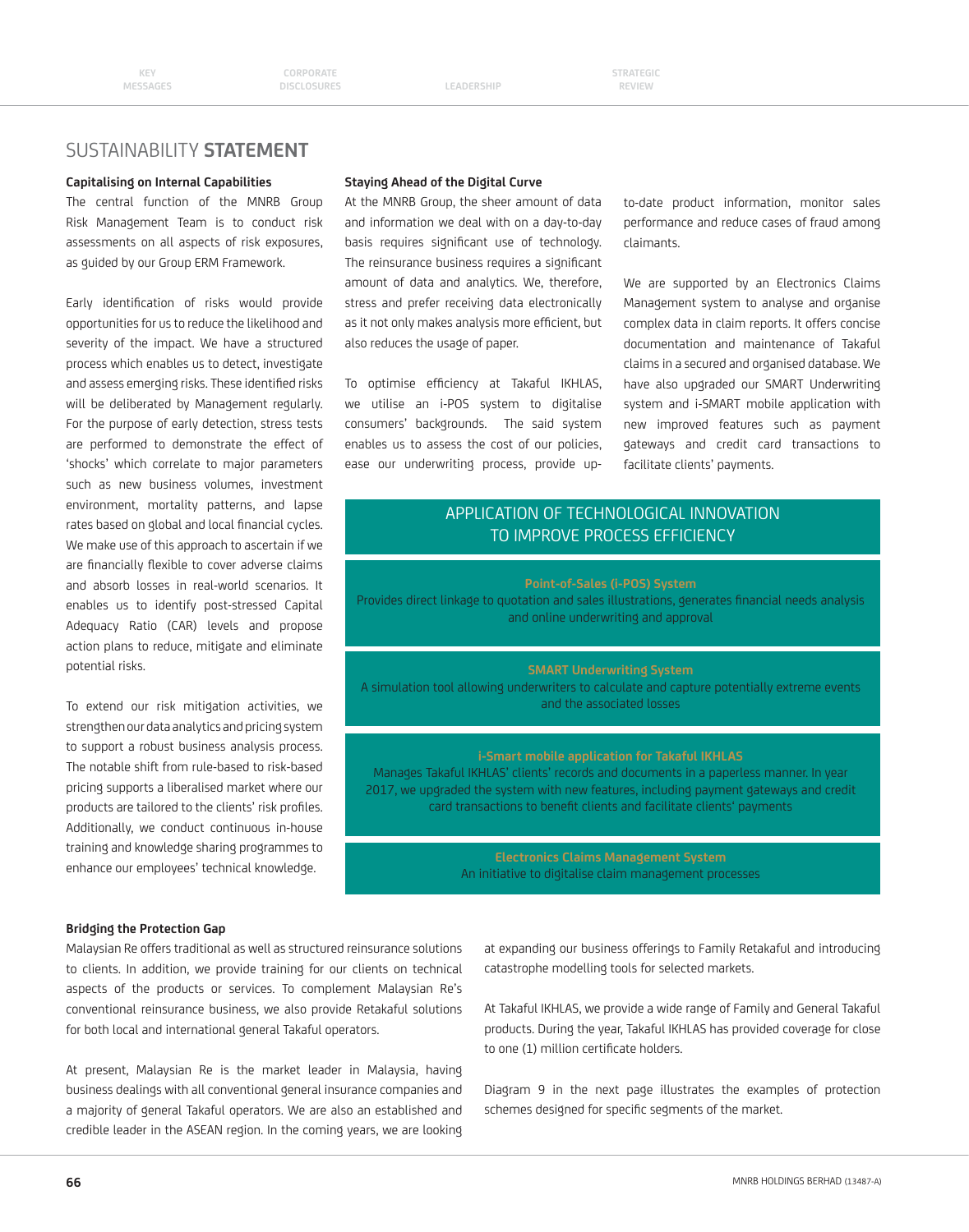# SUSTAINABILITY **STATEMENT**

**Capitalising on Internal Capabilities**

The central function of the MNRB Group Risk Management Team is to conduct risk assessments on all aspects of risk exposures, as guided by our Group ERM Framework.

Early identification of risks would provide opportunities for us to reduce the likelihood and severity of the impact. We have a structured process which enables us to detect, investigate and assess emerging risks. These identified risks will be deliberated by Management regularly. For the purpose of early detection, stress tests are performed to demonstrate the effect of 'shocks' which correlate to major parameters such as new business volumes, investment environment, mortality patterns, and lapse rates based on global and local financial cycles. We make use of this approach to ascertain if we are financially flexible to cover adverse claims and absorb losses in real-world scenarios. It enables us to identify post-stressed Capital Adequacy Ratio (CAR) levels and propose action plans to reduce, mitigate and eliminate potential risks.

To extend our risk mitigation activities, we strengthen our data analytics and pricing system to support a robust business analysis process. The notable shift from rule-based to risk-based pricing supports a liberalised market where our products are tailored to the clients' risk profiles. Additionally, we conduct continuous in-house training and knowledge sharing programmes to enhance our employees' technical knowledge.

**Staying Ahead of the Digital Curve**

At the MNRB Group, the sheer amount of data and information we deal with on a day-to-day basis requires significant use of technology. The reinsurance business requires a significant amount of data and analytics. We, therefore, stress and prefer receiving data electronically as it not only makes analysis more efficient, but also reduces the usage of paper.

To optimise efficiency at Takaful IKHLAS, we utilise an i-POS system to digitalise consumers' backgrounds. The said system enables us to assess the cost of our policies, ease our underwriting process, provide up-to-date product information, monitor sales performance and reduce cases of fraud among claimants.

We are supported by an Electronics Claims Management system to analyse and organise complex data in claim reports. It offers concise documentation and maintenance of Takaful claims in a secured and organised database. We have also upgraded our SMART Underwriting system and i-SMART mobile application with new improved features such as payment gateways and credit card transactions to facilitate clients' payments.

## APPLICATION OF TECHNOLOGICAL INNOVATION TO IMPROVE PROCESS EFFICIENCY

**Point-of-Sales (i-POS) System**
Provides direct linkage to quotation and sales illustrations, generates financial needs analysis and online underwriting and approval

**SMART Underwriting System**
A simulation tool allowing underwriters to calculate and capture potentially extreme events and the associated losses

**i-Smart mobile application for Takaful IKHLAS**
Manages Takaful IKHLAS' clients' records and documents in a paperless manner. In year 2017, we upgraded the system with new features, including payment gateways and credit card transactions to benefit clients and facilitate clients' payments

**Electronics Claims Management System**
An initiative to digitalise claim management processes

**Bridging the Protection Gap**

Malaysian Re offers traditional as well as structured reinsurance solutions to clients. In addition, we provide training for our clients on technical aspects of the products or services. To complement Malaysian Re's conventional reinsurance business, we also provide Retakaful solutions for both local and international general Takaful operators.

At present, Malaysian Re is the market leader in Malaysia, having business dealings with all conventional general insurance companies and a majority of general Takaful operators. We are also an established and credible leader in the ASEAN region. In the coming years, we are looking at expanding our business offerings to Family Retakaful and introducing catastrophe modelling tools for selected markets.

At Takaful IKHLAS, we provide a wide range of Family and General Takaful products. During the year, Takaful IKHLAS has provided coverage for close to one (1) million certificate holders.

Diagram 9 in the next page illustrates the examples of protection schemes designed for specific segments of the market.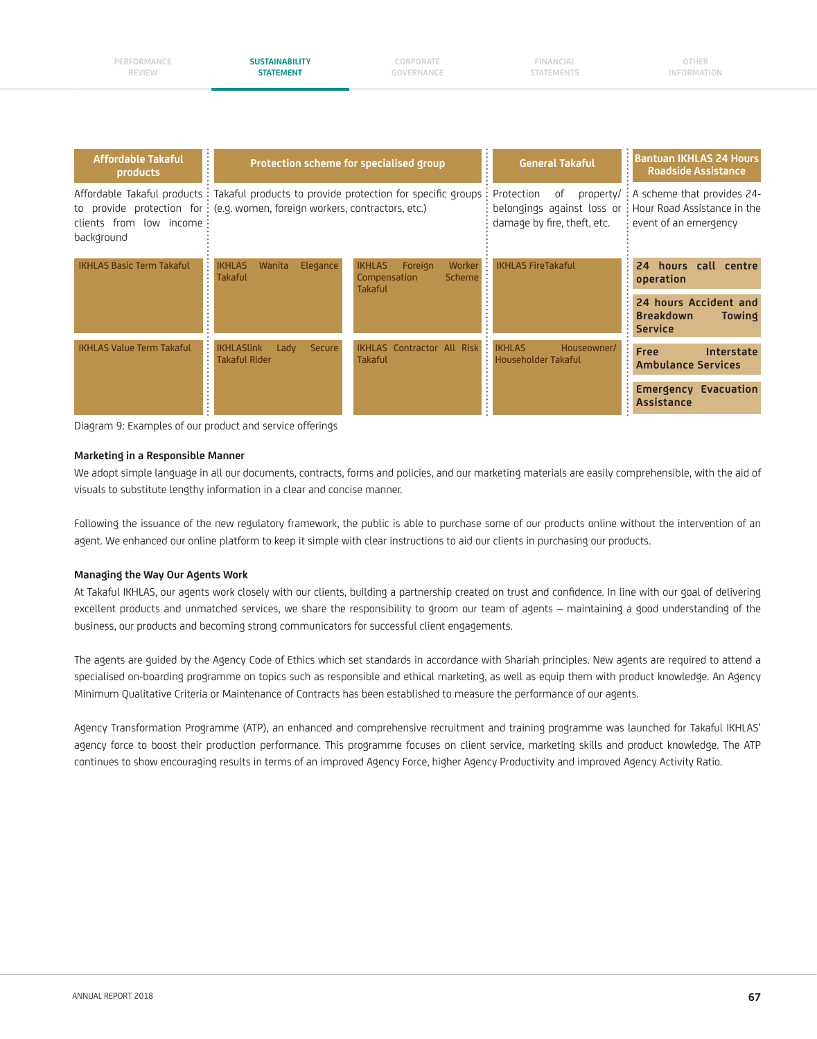| Affordable Takaful products | Protection scheme for specialised group | | General Takaful | Bantuan IKHLAS 24 Hours Roadside Assistance |
|---|---|---|---|---|
| Affordable Takaful products to provide protection for clients from low income background | Takaful products to provide protection for specific groups (e.g. women, foreign workers, contractors, etc.) | | Protection of property/ belongings against loss or damage by fire, theft, etc. | A scheme that provides 24-Hour Road Assistance in the event of an emergency |
| IKHLAS Basic Term Takaful | IKHLAS Wanita Elegance Takaful | IKHLAS Foreign Worker Compensation Scheme Takaful | IKHLAS FireTakaful | 24 hours call centre operation<br>24 hours Accident and Breakdown Towing Service |
| IKHLAS Value Term Takaful | IKHLASlink Lady Secure Takaful Rider | IKHLAS Contractor All Risk Takaful | IKHLAS Houseowner/ Householder Takaful | Free Interstate Ambulance Services<br>Emergency Evacuation Assistance |

Diagram 9: Examples of our product and service offerings

**Marketing in a Responsible Manner**

We adopt simple language in all our documents, contracts, forms and policies, and our marketing materials are easily comprehensible, with the aid of visuals to substitute lengthy information in a clear and concise manner.

Following the issuance of the new regulatory framework, the public is able to purchase some of our products online without the intervention of an agent. We enhanced our online platform to keep it simple with clear instructions to aid our clients in purchasing our products.

**Managing the Way Our Agents Work**

At Takaful IKHLAS, our agents work closely with our clients, building a partnership created on trust and confidence. In line with our goal of delivering excellent products and unmatched services, we share the responsibility to groom our team of agents – maintaining a good understanding of the business, our products and becoming strong communicators for successful client engagements.

The agents are guided by the Agency Code of Ethics which set standards in accordance with Shariah principles. New agents are required to attend a specialised on-boarding programme on topics such as responsible and ethical marketing, as well as equip them with product knowledge. An Agency Minimum Qualitative Criteria or Maintenance of Contracts has been established to measure the performance of our agents.

Agency Transformation Programme (ATP), an enhanced and comprehensive recruitment and training programme was launched for Takaful IKHLAS' agency force to boost their production performance. This programme focuses on client service, marketing skills and product knowledge. The ATP continues to show encouraging results in terms of an improved Agency Force, higher Agency Productivity and improved Agency Activity Ratio.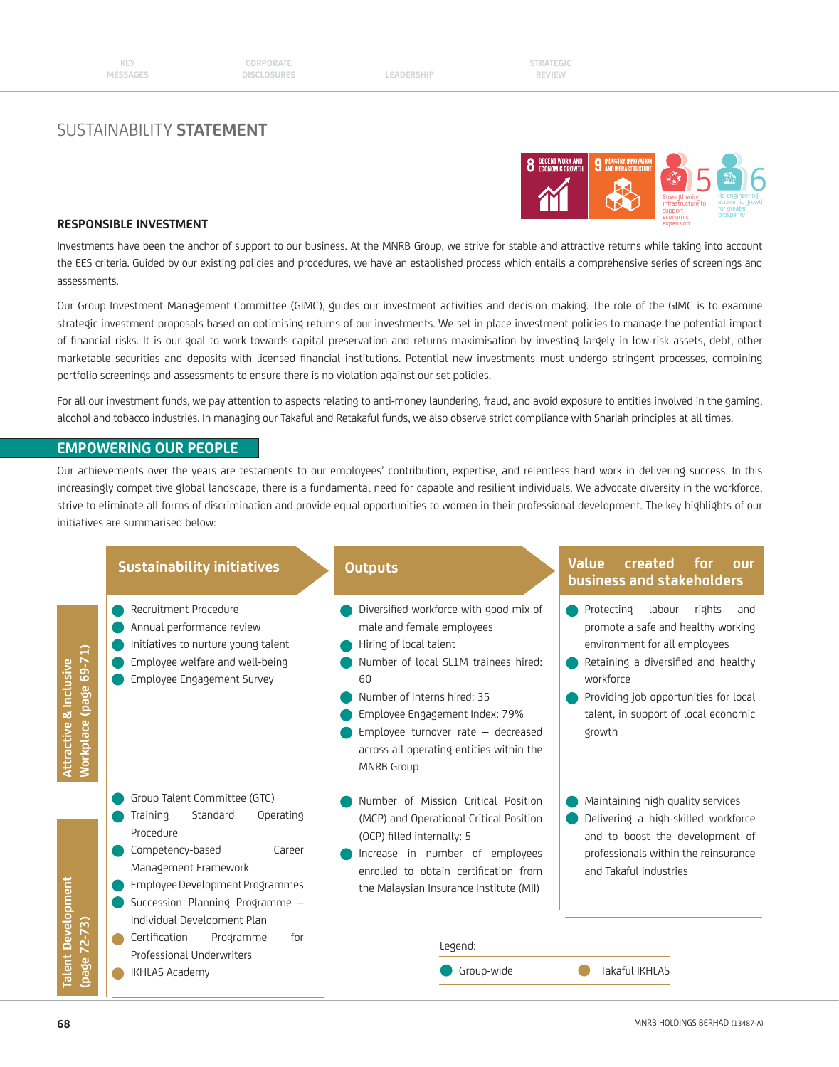# SUSTAINABILITY **STATEMENT**

8 DECENT WORK AND ECONOMIC GROWTH

9 INDUSTRY, INNOVATION AND INFRASTRUCTURE

5 Strengthening infrastructure to support economic expansion

6 Re-engineering economic growth for greater prosperity

## RESPONSIBLE INVESTMENT

Investments have been the anchor of support to our business. At the MNRB Group, we strive for stable and attractive returns while taking into account the EES criteria. Guided by our existing policies and procedures, we have an established process which entails a comprehensive series of screenings and assessments.

Our Group Investment Management Committee (GIMC), guides our investment activities and decision making. The role of the GIMC is to examine strategic investment proposals based on optimising returns of our investments. We set in place investment policies to manage the potential impact of financial risks. It is our goal to work towards capital preservation and returns maximisation by investing largely in low-risk assets, debt, other marketable securities and deposits with licensed financial institutions. Potential new investments must undergo stringent processes, combining portfolio screenings and assessments to ensure there is no violation against our set policies.

For all our investment funds, we pay attention to aspects relating to anti-money laundering, fraud, and avoid exposure to entities involved in the gaming, alcohol and tobacco industries. In managing our Takaful and Retakaful funds, we also observe strict compliance with Shariah principles at all times.

## EMPOWERING OUR PEOPLE

Our achievements over the years are testaments to our employees' contribution, expertise, and relentless hard work in delivering success. In this increasingly competitive global landscape, there is a fundamental need for capable and resilient individuals. We advocate diversity in the workforce, strive to eliminate all forms of discrimination and provide equal opportunities to women in their professional development. The key highlights of our initiatives are summarised below:

| | Sustainability initiatives | Outputs | Value created for our business and stakeholders |
|---|---|---|---|
| Attractive & Inclusive Workplace (page 69-71) | • Recruitment Procedure<br>• Annual performance review<br>• Initiatives to nurture young talent<br>• Employee welfare and well-being<br>• Employee Engagement Survey | • Diversified workforce with good mix of male and female employees<br>• Hiring of local talent<br>• Number of local SL1M trainees hired: 60<br>• Number of interns hired: 35<br>• Employee Engagement Index: 79%<br>• Employee turnover rate – decreased across all operating entities within the MNRB Group | • Protecting labour rights and promote a safe and healthy working environment for all employees<br>• Retaining a diversified and healthy workforce<br>• Providing job opportunities for local talent, in support of local economic growth |
| Talent Development (page 72-73) | • Group Talent Committee (GTC)<br>• Training Standard Operating Procedure<br>• Competency-based Career Management Framework<br>• Employee Development Programmes<br>• Succession Planning Programme – Individual Development Plan<br>• Certification Programme for Professional Underwriters (Takaful IKHLAS)<br>• IKHLAS Academy (Takaful IKHLAS) | • Number of Mission Critical Position (MCP) and Operational Critical Position (OCP) filled internally: 5<br>• Increase in number of employees enrolled to obtain certification from the Malaysian Insurance Institute (MII) | • Maintaining high quality services<br>• Delivering a high-skilled workforce and to boost the development of professionals within the reinsurance and Takaful industries |

Legend: ● Group-wide ● Takaful IKHLAS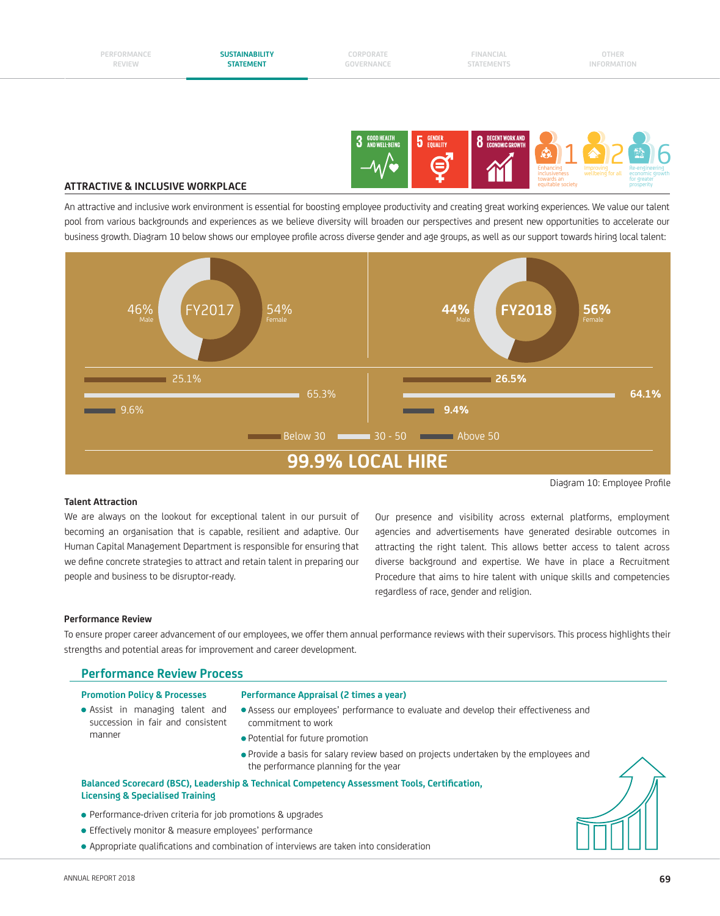## ATTRACTIVE & INCLUSIVE WORKPLACE

An attractive and inclusive work environment is essential for boosting employee productivity and creating great working experiences. We value our talent pool from various backgrounds and experiences as we believe diversity will broaden our perspectives and present new opportunities to accelerate our business growth. Diagram 10 below shows our employee profile across diverse gender and age groups, as well as our support towards hiring local talent:

| | FY2017 | FY2018 |
|---|---|---|
| Male | 46% | 44% |
| Female | 54% | 56% |
| Below 30 | 25.1% | 26.5% |
| 30 - 50 | 65.3% | 64.1% |
| Above 50 | 9.6% | 9.4% |

**99.9% LOCAL HIRE**

Diagram 10: Employee Profile

### Talent Attraction

We are always on the lookout for exceptional talent in our pursuit of becoming an organisation that is capable, resilient and adaptive. Our Human Capital Management Department is responsible for ensuring that we define concrete strategies to attract and retain talent in preparing our people and business to be disruptor-ready.

Our presence and visibility across external platforms, employment agencies and advertisements have generated desirable outcomes in attracting the right talent. This allows better access to talent across diverse background and expertise. We have in place a Recruitment Procedure that aims to hire talent with unique skills and competencies regardless of race, gender and religion.

### Performance Review

To ensure proper career advancement of our employees, we offer them annual performance reviews with their supervisors. This process highlights their strengths and potential areas for improvement and career development.

## Performance Review Process

**Promotion Policy & Processes**

- Assist in managing talent and succession in fair and consistent manner

**Performance Appraisal (2 times a year)**

- Assess our employees' performance to evaluate and develop their effectiveness and commitment to work
- Potential for future promotion
- Provide a basis for salary review based on projects undertaken by the employees and the performance planning for the year

**Balanced Scorecard (BSC), Leadership & Technical Competency Assessment Tools, Certification, Licensing & Specialised Training**

- Performance-driven criteria for job promotions & upgrades
- Effectively monitor & measure employees' performance
- Appropriate qualifications and combination of interviews are taken into consideration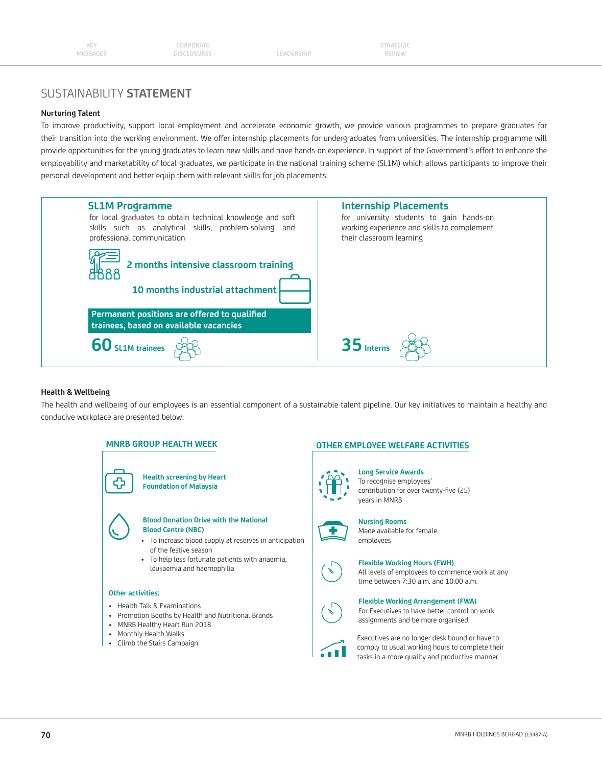# SUSTAINABILITY STATEMENT

### Nurturing Talent

To improve productivity, support local employment and accelerate economic growth, we provide various programmes to prepare graduates for their transition into the working environment. We offer internship placements for undergraduates from universities. The internship programme will provide opportunities for the young graduates to learn new skills and have hands-on experience. In support of the Government's effort to enhance the employability and marketability of local graduates, we participate in the national training scheme (SL1M) which allows participants to improve their personal development and better equip them with relevant skills for job placements.

**SL1M Programme**

for local graduates to obtain technical knowledge and soft skills such as analytical skills, problem-solving and professional communication

- 2 months intensive classroom training
- 10 months industrial attachment

**Permanent positions are offered to qualified trainees, based on available vacancies**

**60** SL1M trainees

**Internship Placements**

for university students to gain hands-on working experience and skills to complement their classroom learning

**35** Interns

### Health & Wellbeing

The health and wellbeing of our employees is an essential component of a sustainable talent pipeline. Our key initiatives to maintain a healthy and conducive workplace are presented below:

#### MNRB GROUP HEALTH WEEK

**Health screening by Heart Foundation of Malaysia**

**Blood Donation Drive with the National Blood Centre (NBC)**

- To increase blood supply at reserves in anticipation of the festive season
- To help less fortunate patients with anaemia, leukaemia and haemophilia

**Other activities:**

- Health Talk & Examinations
- Promotion Booths by Health and Nutritional Brands
- MNRB Healthy Heart Run 2018
- Monthly Health Walks
- Climb the Stairs Campaign

#### OTHER EMPLOYEE WELFARE ACTIVITIES

**Long Service Awards**
To recognise employees' contribution for over twenty-five (25) years in MNRB

**Nursing Rooms**
Made available for female employees

**Flexible Working Hours (FWH)**
All levels of employees to commence work at any time between 7:30 a.m. and 10.00 a.m.

**Flexible Working Arrangement (FWA)**
For Executives to have better control on work assignments and be more organised

Executives are no longer desk bound or have to comply to usual working hours to complete their tasks in a more quality and productive manner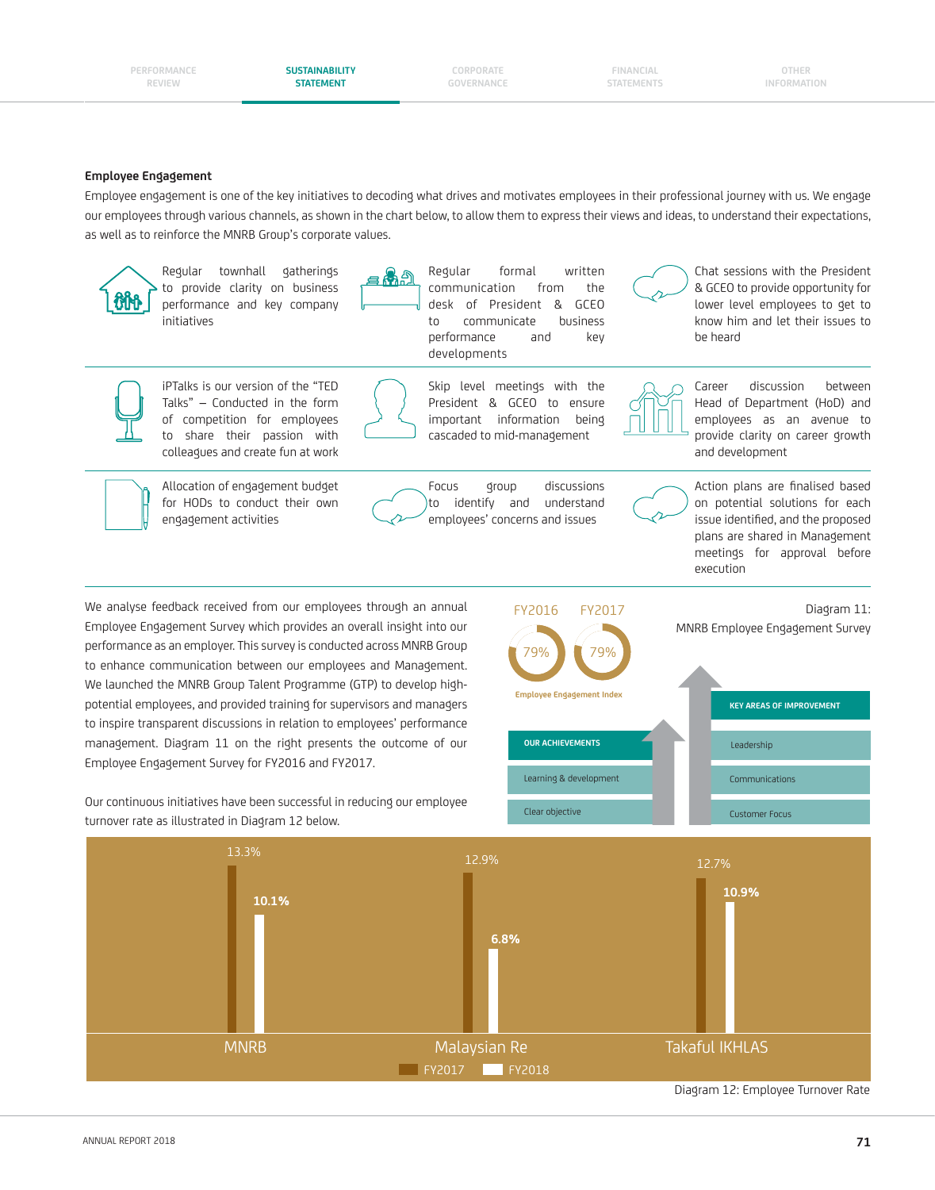### Employee Engagement

Employee engagement is one of the key initiatives to decoding what drives and motivates employees in their professional journey with us. We engage our employees through various channels, as shown in the chart below, to allow them to express their views and ideas, to understand their expectations, as well as to reinforce the MNRB Group's corporate values.

- Regular townhall gatherings to provide clarity on business performance and key company initiatives
- Regular formal written communication from the desk of President & GCEO to communicate business performance and key developments
- Chat sessions with the President & GCEO to provide opportunity for lower level employees to get to know him and let their issues to be heard
- iPTalks is our version of the "TED Talks" – Conducted in the form of competition for employees to share their passion with colleagues and create fun at work
- Skip level meetings with the President & GCEO to ensure important information being cascaded to mid-management
- Career discussion between Head of Department (HoD) and employees as an avenue to provide clarity on career growth and development
- Allocation of engagement budget for HODs to conduct their own engagement activities
- Focus group discussions to identify and understand employees' concerns and issues
- Action plans are finalised based on potential solutions for each issue identified, and the proposed plans are shared in Management meetings for approval before execution

We analyse feedback received from our employees through an annual Employee Engagement Survey which provides an overall insight into our performance as an employer. This survey is conducted across MNRB Group to enhance communication between our employees and Management. We launched the MNRB Group Talent Programme (GTP) to develop high-potential employees, and provided training for supervisors and managers to inspire transparent discussions in relation to employees' performance management. Diagram 11 on the right presents the outcome of our Employee Engagement Survey for FY2016 and FY2017.

Our continuous initiatives have been successful in reducing our employee turnover rate as illustrated in Diagram 12 below.

**Employee Engagement Index**

| FY2016 | FY2017 |
|---|---|
| 79% | 79% |

| OUR ACHIEVEMENTS | KEY AREAS OF IMPROVEMENT |
|---|---|
| Learning & development | Leadership |
| Clear objective | Communications |
| | Customer Focus |

Diagram 11: MNRB Employee Engagement Survey

| | FY2017 | FY2018 |
|---|---|---|
| MNRB | 13.3% | 10.1% |
| Malaysian Re | 12.9% | 6.8% |
| Takaful IKHLAS | 12.7% | 10.9% |

Diagram 12: Employee Turnover Rate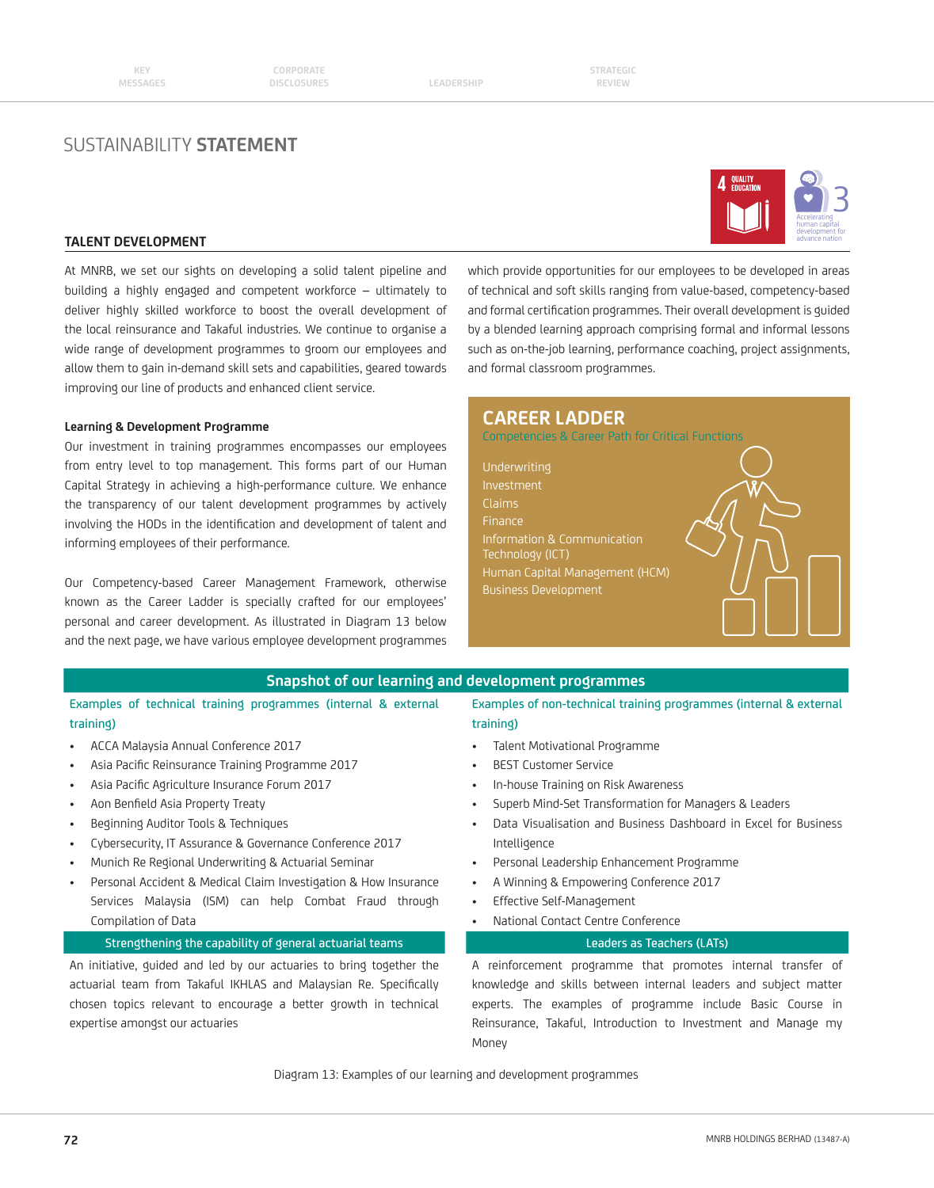# SUSTAINABILITY **STATEMENT**

## TALENT DEVELOPMENT

At MNRB, we set our sights on developing a solid talent pipeline and building a highly engaged and competent workforce – ultimately to deliver highly skilled workforce to boost the overall development of the local reinsurance and Takaful industries. We continue to organise a wide range of development programmes to groom our employees and allow them to gain in-demand skill sets and capabilities, geared towards improving our line of products and enhanced client service.

### Learning & Development Programme

Our investment in training programmes encompasses our employees from entry level to top management. This forms part of our Human Capital Strategy in achieving a high-performance culture. We enhance the transparency of our talent development programmes by actively involving the HODs in the identification and development of talent and informing employees of their performance.

Our Competency-based Career Management Framework, otherwise known as the Career Ladder is specially crafted for our employees' personal and career development. As illustrated in Diagram 13 below and the next page, we have various employee development programmes which provide opportunities for our employees to be developed in areas of technical and soft skills ranging from value-based, competency-based and formal certification programmes. Their overall development is guided by a blended learning approach comprising formal and informal lessons such as on-the-job learning, performance coaching, project assignments, and formal classroom programmes.

**CAREER LADDER**

Competencies & Career Path for Critical Functions

- Underwriting
- Investment
- Claims
- Finance
- Information & Communication Technology (ICT)
- Human Capital Management (HCM)
- Business Development

**Snapshot of our learning and development programmes**

**Examples of technical training programmes (internal & external training)**

- ACCA Malaysia Annual Conference 2017
- Asia Pacific Reinsurance Training Programme 2017
- Asia Pacific Agriculture Insurance Forum 2017
- Aon Benfield Asia Property Treaty
- Beginning Auditor Tools & Techniques
- Cybersecurity, IT Assurance & Governance Conference 2017
- Munich Re Regional Underwriting & Actuarial Seminar
- Personal Accident & Medical Claim Investigation & How Insurance Services Malaysia (ISM) can help Combat Fraud through Compilation of Data

**Strengthening the capability of general actuarial teams**

An initiative, guided and led by our actuaries to bring together the actuarial team from Takaful IKHLAS and Malaysian Re. Specifically chosen topics relevant to encourage a better growth in technical expertise amongst our actuaries

**Examples of non-technical training programmes (internal & external training)**

- Talent Motivational Programme
- BEST Customer Service
- In-house Training on Risk Awareness
- Superb Mind-Set Transformation for Managers & Leaders
- Data Visualisation and Business Dashboard in Excel for Business Intelligence
- Personal Leadership Enhancement Programme
- A Winning & Empowering Conference 2017
- Effective Self-Management
- National Contact Centre Conference

**Leaders as Teachers (LATs)**

A reinforcement programme that promotes internal transfer of knowledge and skills between internal leaders and subject matter experts. The examples of programme include Basic Course in Reinsurance, Takaful, Introduction to Investment and Manage my Money

Diagram 13: Examples of our learning and development programmes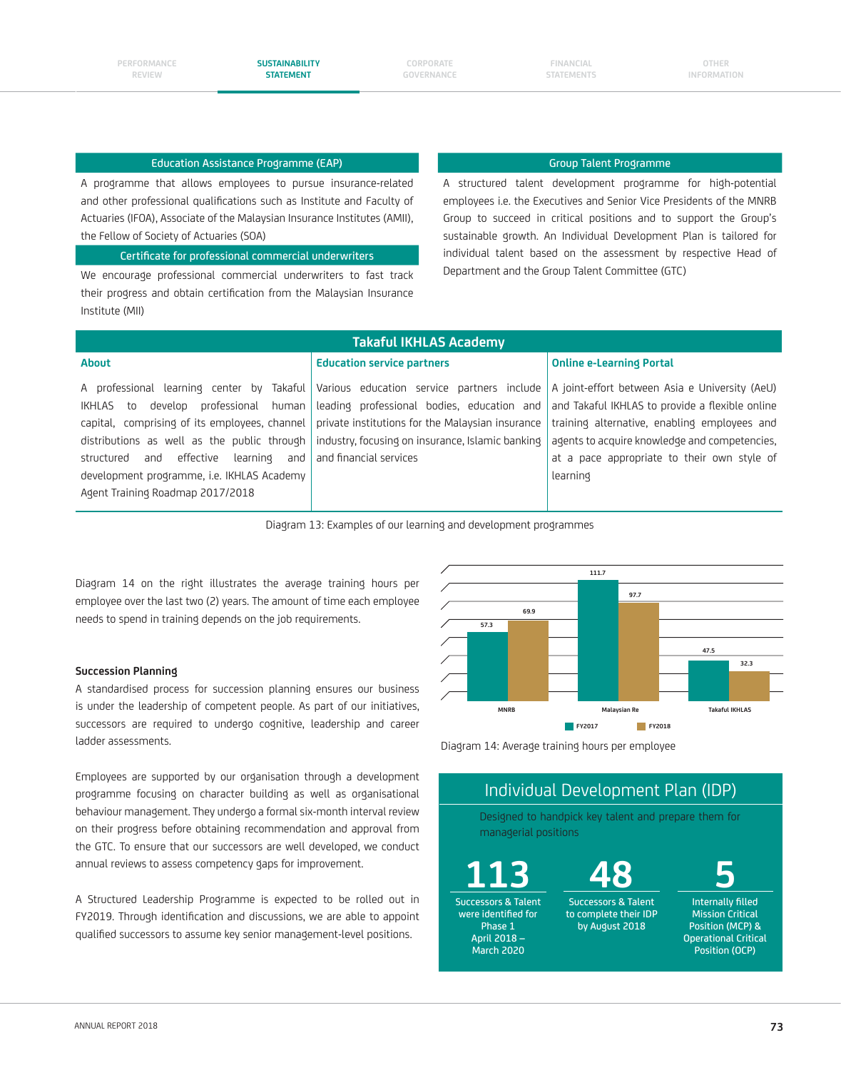### Education Assistance Programme (EAP)

A programme that allows employees to pursue insurance-related and other professional qualifications such as Institute and Faculty of Actuaries (IFOA), Associate of the Malaysian Insurance Institutes (AMII), the Fellow of Society of Actuaries (SOA)

### Certificate for professional commercial underwriters

We encourage professional commercial underwriters to fast track their progress and obtain certification from the Malaysian Insurance Institute (MII)

### Group Talent Programme

A structured talent development programme for high-potential employees i.e. the Executives and Senior Vice Presidents of the MNRB Group to succeed in critical positions and to support the Group's sustainable growth. An Individual Development Plan is tailored for individual talent based on the assessment by respective Head of Department and the Group Talent Committee (GTC)

### Takaful IKHLAS Academy

| About | Education service partners | Online e-Learning Portal |
|---|---|---|
| A professional learning center by Takaful IKHLAS to develop professional human capital, comprising of its employees, channel distributions as well as the public through structured and effective learning and development programme, i.e. IKHLAS Academy Agent Training Roadmap 2017/2018 | Various education service partners include leading professional bodies, education and private institutions for the Malaysian insurance industry, focusing on insurance, Islamic banking and financial services | A joint-effort between Asia e University (AeU) and Takaful IKHLAS to provide a flexible online training alternative, enabling employees and agents to acquire knowledge and competencies, at a pace appropriate to their own style of learning |

Diagram 13: Examples of our learning and development programmes

Diagram 14 on the right illustrates the average training hours per employee over the last two (2) years. The amount of time each employee needs to spend in training depends on the job requirements.

| | FY2017 | FY2018 |
|---|---|---|
| MNRB | 57.3 | 69.9 |
| Malaysian Re | 111.7 | 97.7 |
| Takaful IKHLAS | 47.5 | 32.3 |

Diagram 14: Average training hours per employee

**Succession Planning**

A standardised process for succession planning ensures our business is under the leadership of competent people. As part of our initiatives, successors are required to undergo cognitive, leadership and career ladder assessments.

Employees are supported by our organisation through a development programme focusing on character building as well as organisational behaviour management. They undergo a formal six-month interval review on their progress before obtaining recommendation and approval from the GTC. To ensure that our successors are well developed, we conduct annual reviews to assess competency gaps for improvement.

A Structured Leadership Programme is expected to be rolled out in FY2019. Through identification and discussions, we are able to appoint qualified successors to assume key senior management-level positions.

### Individual Development Plan (IDP)

Designed to handpick key talent and prepare them for managerial positions

**113**
Successors & Talent were identified for Phase 1 April 2018 – March 2020

**48**
Successors & Talent to complete their IDP by August 2018

**5**
Internally filled Mission Critical Position (MCP) & Operational Critical Position (OCP)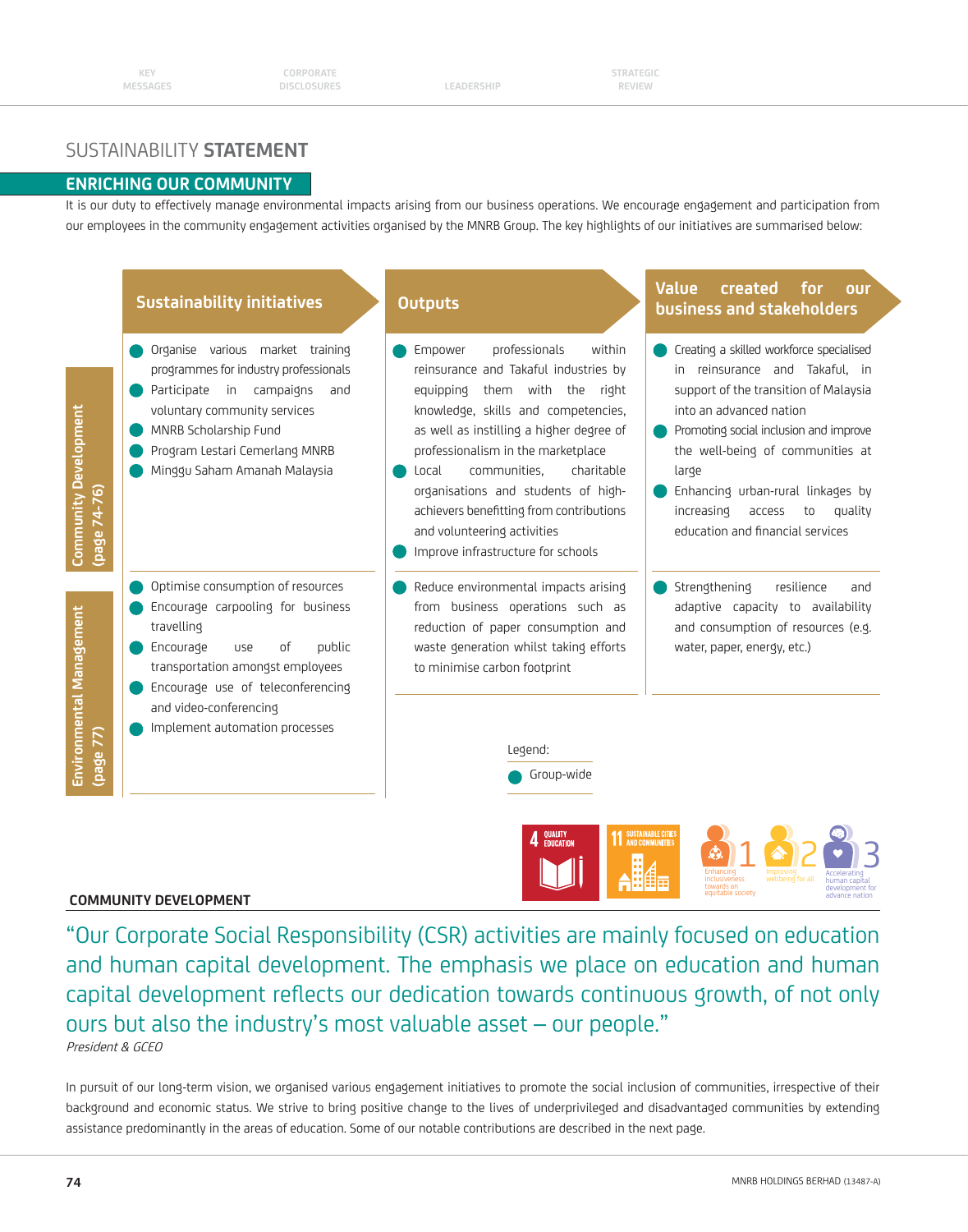# SUSTAINABILITY STATEMENT

## ENRICHING OUR COMMUNITY

It is our duty to effectively manage environmental impacts arising from our business operations. We encourage engagement and participation from our employees in the community engagement activities organised by the MNRB Group. The key highlights of our initiatives are summarised below:

| | Sustainability initiatives | Outputs | Value created for our business and stakeholders |
|---|---|---|---|
| Community Development (page 74-76) | • Organise various market training programmes for industry professionals<br>• Participate in campaigns and voluntary community services<br>• MNRB Scholarship Fund<br>• Program Lestari Cemerlang MNRB<br>• Minggu Saham Amanah Malaysia | • Empower professionals within reinsurance and Takaful industries by equipping them with the right knowledge, skills and competencies, as well as instilling a higher degree of professionalism in the marketplace<br>• Local communities, charitable organisations and students of high-achievers benefitting from contributions and volunteering activities<br>• Improve infrastructure for schools | • Creating a skilled workforce specialised in reinsurance and Takaful, in support of the transition of Malaysia into an advanced nation<br>• Promoting social inclusion and improve the well-being of communities at large<br>• Enhancing urban-rural linkages by increasing access to quality education and financial services |
| Environmental Management (page 77) | • Optimise consumption of resources<br>• Encourage carpooling for business travelling<br>• Encourage use of public transportation amongst employees<br>• Encourage use of teleconferencing and video-conferencing<br>• Implement automation processes | • Reduce environmental impacts arising from business operations such as reduction of paper consumption and waste generation whilst taking efforts to minimise carbon footprint | • Strengthening resilience and adaptive capacity to availability and consumption of resources (e.g. water, paper, energy, etc.) |

Legend:
● Group-wide

4 QUALITY EDUCATION | 11 SUSTAINABLE CITIES AND COMMUNITIES | 1 Enhancing inclusiveness towards an equitable society | 2 Improving wellbeing for all | 3 Accelerating human capital development for advance nation

### COMMUNITY DEVELOPMENT

"Our Corporate Social Responsibility (CSR) activities are mainly focused on education and human capital development. The emphasis we place on education and human capital development reflects our dedication towards continuous growth, of not only ours but also the industry's most valuable asset – our people."

*President & GCEO*

In pursuit of our long-term vision, we organised various engagement initiatives to promote the social inclusion of communities, irrespective of their background and economic status. We strive to bring positive change to the lives of underprivileged and disadvantaged communities by extending assistance predominantly in the areas of education. Some of our notable contributions are described in the next page.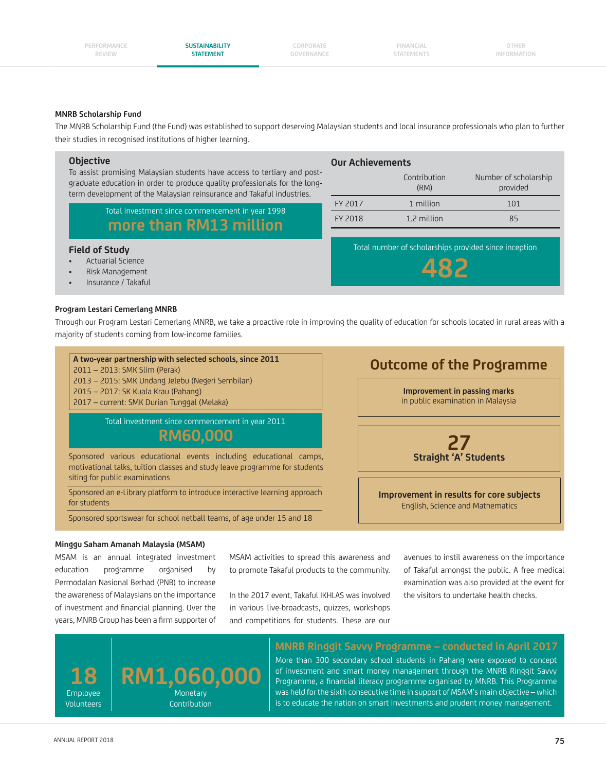### MNRB Scholarship Fund

The MNRB Scholarship Fund (the Fund) was established to support deserving Malaysian students and local insurance professionals who plan to further their studies in recognised institutions of higher learning.

#### Objective

To assist promising Malaysian students have access to tertiary and post-graduate education in order to produce quality professionals for the long-term development of the Malaysian reinsurance and Takaful industries.

Total investment since commencement in year 1998

**more than RM13 million**

#### Field of Study

- Actuarial Science
- Risk Management
- Insurance / Takaful

#### Our Achievements

| | Contribution (RM) | Number of scholarship provided |
|---|---|---|
| FY 2017 | 1 million | 101 |
| FY 2018 | 1.2 million | 85 |

Total number of scholarships provided since inception

**482**

### Program Lestari Cemerlang MNRB

Through our Program Lestari Cemerlang MNRB, we take a proactive role in improving the quality of education for schools located in rural areas with a majority of students coming from low-income families.

**A two-year partnership with selected schools, since 2011**

2011 – 2013: SMK Slim (Perak)
2013 – 2015: SMK Undang Jelebu (Negeri Sembilan)
2015 – 2017: SK Kuala Krau (Pahang)
2017 – current: SMK Durian Tunggal (Melaka)

Total investment since commencement in year 2011

**RM60,000**

Sponsored various educational events including educational camps, motivational talks, tuition classes and study leave programme for students siting for public examinations

Sponsored an e-Library platform to introduce interactive learning approach for students

Sponsored sportswear for school netball teams, of age under 15 and 18

#### Outcome of the Programme

**Improvement in passing marks**
in public examination in Malaysia

**27**
**Straight 'A' Students**

**Improvement in results for core subjects**
English, Science and Mathematics

### Minggu Saham Amanah Malaysia (MSAM)

MSAM is an annual integrated investment education programme organised by Permodalan Nasional Berhad (PNB) to increase the awareness of Malaysians on the importance of investment and financial planning. Over the years, MNRB Group has been a firm supporter of MSAM activities to spread this awareness and to promote Takaful products to the community.

In the 2017 event, Takaful IKHLAS was involved in various live-broadcasts, quizzes, workshops and competitions for students. These are our avenues to instil awareness on the importance of Takaful amongst the public. A free medical examination was also provided at the event for the visitors to undertake health checks.

**18**
Employee Volunteers

**RM1,060,000**
Monetary Contribution

#### MNRB Ringgit Savvy Programme – conducted in April 2017

More than 300 secondary school students in Pahang were exposed to concept of investment and smart money management through the MNRB Ringgit Savvy Programme, a financial literacy programme organised by MNRB. This Programme was held for the sixth consecutive time in support of MSAM's main objective – which is to educate the nation on smart investments and prudent money management.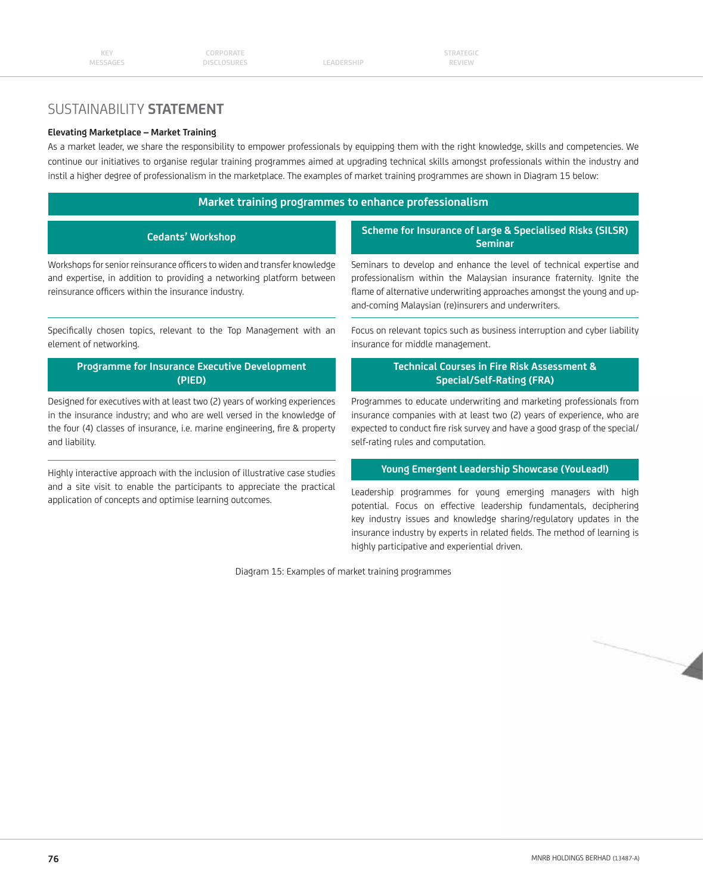# SUSTAINABILITY **STATEMENT**

**Elevating Marketplace – Market Training**

As a market leader, we share the responsibility to empower professionals by equipping them with the right knowledge, skills and competencies. We continue our initiatives to organise regular training programmes aimed at upgrading technical skills amongst professionals within the industry and instil a higher degree of professionalism in the marketplace. The examples of market training programmes are shown in Diagram 15 below:

## Market training programmes to enhance professionalism

### Cedants' Workshop

Workshops for senior reinsurance officers to widen and transfer knowledge and expertise, in addition to providing a networking platform between reinsurance officers within the insurance industry.

Specifically chosen topics, relevant to the Top Management with an element of networking.

### Scheme for Insurance of Large & Specialised Risks (SILSR) Seminar

Seminars to develop and enhance the level of technical expertise and professionalism within the Malaysian insurance fraternity. Ignite the flame of alternative underwriting approaches amongst the young and up-and-coming Malaysian (re)insurers and underwriters.

Focus on relevant topics such as business interruption and cyber liability insurance for middle management.

### Programme for Insurance Executive Development (PIED)

Designed for executives with at least two (2) years of working experiences in the insurance industry; and who are well versed in the knowledge of the four (4) classes of insurance, i.e. marine engineering, fire & property and liability.

Highly interactive approach with the inclusion of illustrative case studies and a site visit to enable the participants to appreciate the practical application of concepts and optimise learning outcomes.

### Technical Courses in Fire Risk Assessment & Special/Self-Rating (FRA)

Programmes to educate underwriting and marketing professionals from insurance companies with at least two (2) years of experience, who are expected to conduct fire risk survey and have a good grasp of the special/self-rating rules and computation.

### Young Emergent Leadership Showcase (YouLead!)

Leadership programmes for young emerging managers with high potential. Focus on effective leadership fundamentals, deciphering key industry issues and knowledge sharing/regulatory updates in the insurance industry by experts in related fields. The method of learning is highly participative and experiential driven.

Diagram 15: Examples of market training programmes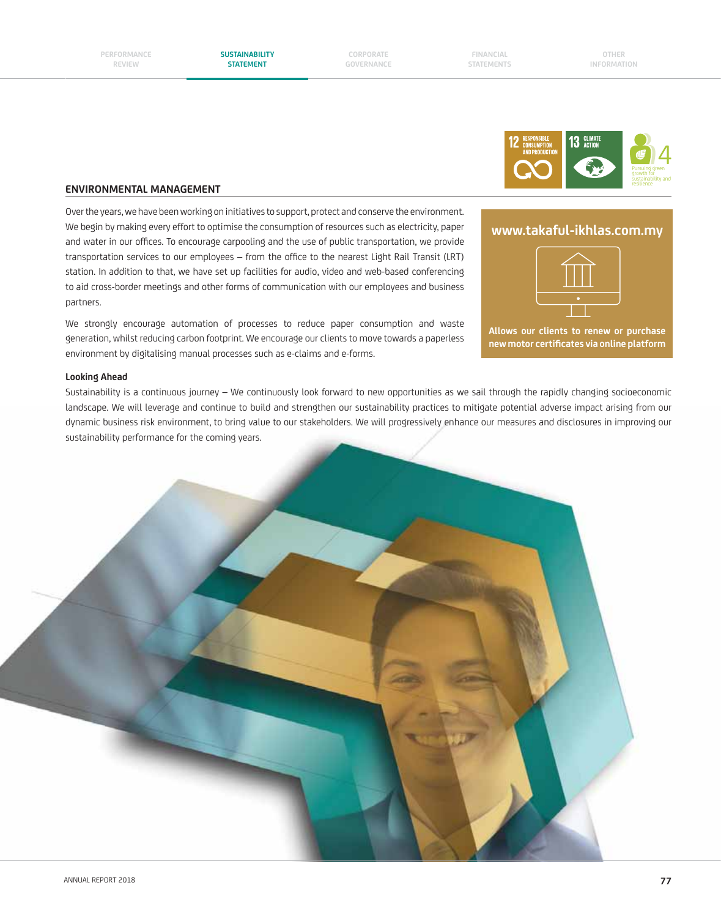## ENVIRONMENTAL MANAGEMENT

Over the years, we have been working on initiatives to support, protect and conserve the environment. We begin by making every effort to optimise the consumption of resources such as electricity, paper and water in our offices. To encourage carpooling and the use of public transportation, we provide transportation services to our employees – from the office to the nearest Light Rail Transit (LRT) station. In addition to that, we have set up facilities for audio, video and web-based conferencing to aid cross-border meetings and other forms of communication with our employees and business partners.

We strongly encourage automation of processes to reduce paper consumption and waste generation, whilst reducing carbon footprint. We encourage our clients to move towards a paperless environment by digitalising manual processes such as e-claims and e-forms.

**www.takaful-ikhlas.com.my**

**Allows our clients to renew or purchase new motor certificates via online platform**

### Looking Ahead

Sustainability is a continuous journey – We continuously look forward to new opportunities as we sail through the rapidly changing socioeconomic landscape. We will leverage and continue to build and strengthen our sustainability practices to mitigate potential adverse impact arising from our dynamic business risk environment, to bring value to our stakeholders. We will progressively enhance our measures and disclosures in improving our sustainability performance for the coming years.